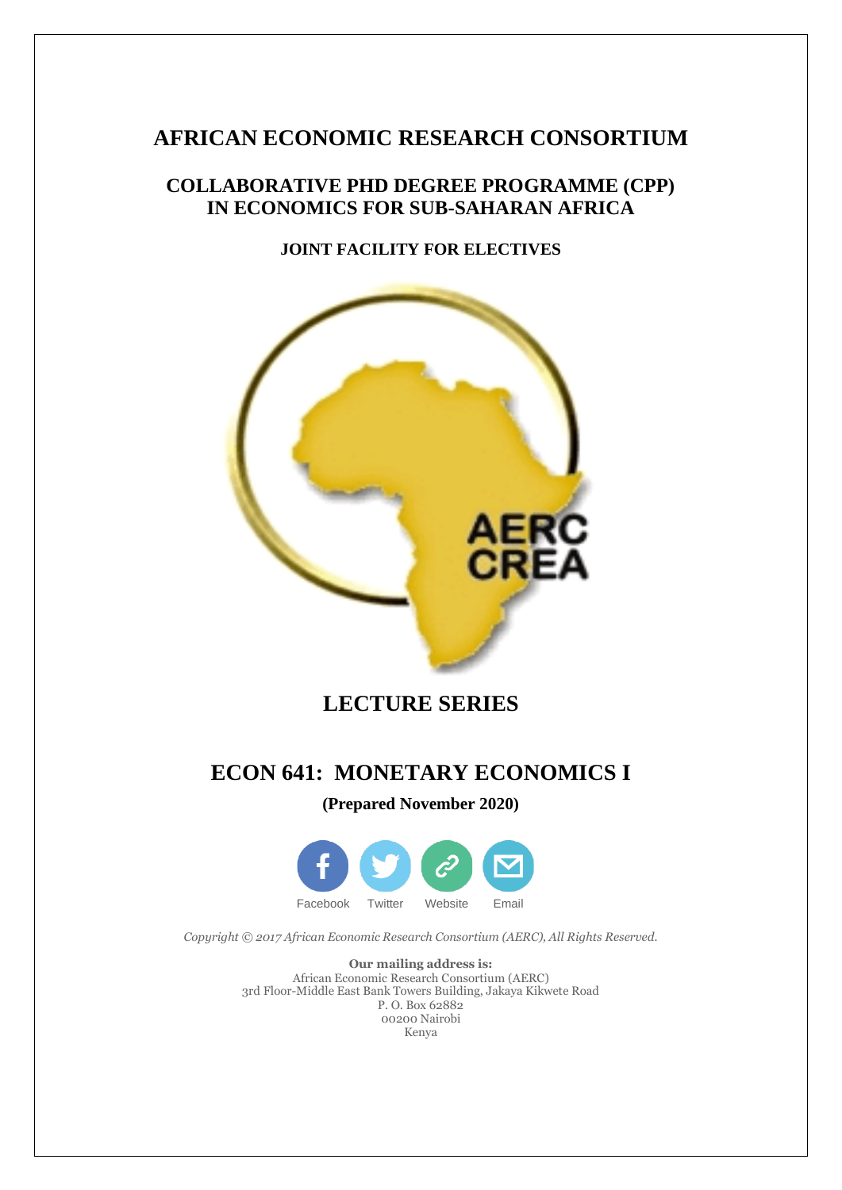# AFRICAN ECONOMIC RESEARCH CONSORTIUM

## COLLABORATIVE PHD DEGREE PROGRAMME (CPP) IN ECONOMICS FOR SUB-SAHARAN AFRICA

### JOINT FACILITY FOR ELECTIVES

## LECTURE SERIES

## ECON 641: MONETARY ECONOMICS I

**(Prepared November 2020)**

Facebook Twitter Website Email

*Copyright © 2017 African Economic Research Consortium (AERC), All Rights Reserved.*

**Our mailing address is:**
African Economic Research Consortium (AERC)
3rd Floor-Middle East Bank Towers Building, Jakaya Kikwete Road
P. O. Box 62882
00200 Nairobi
Kenya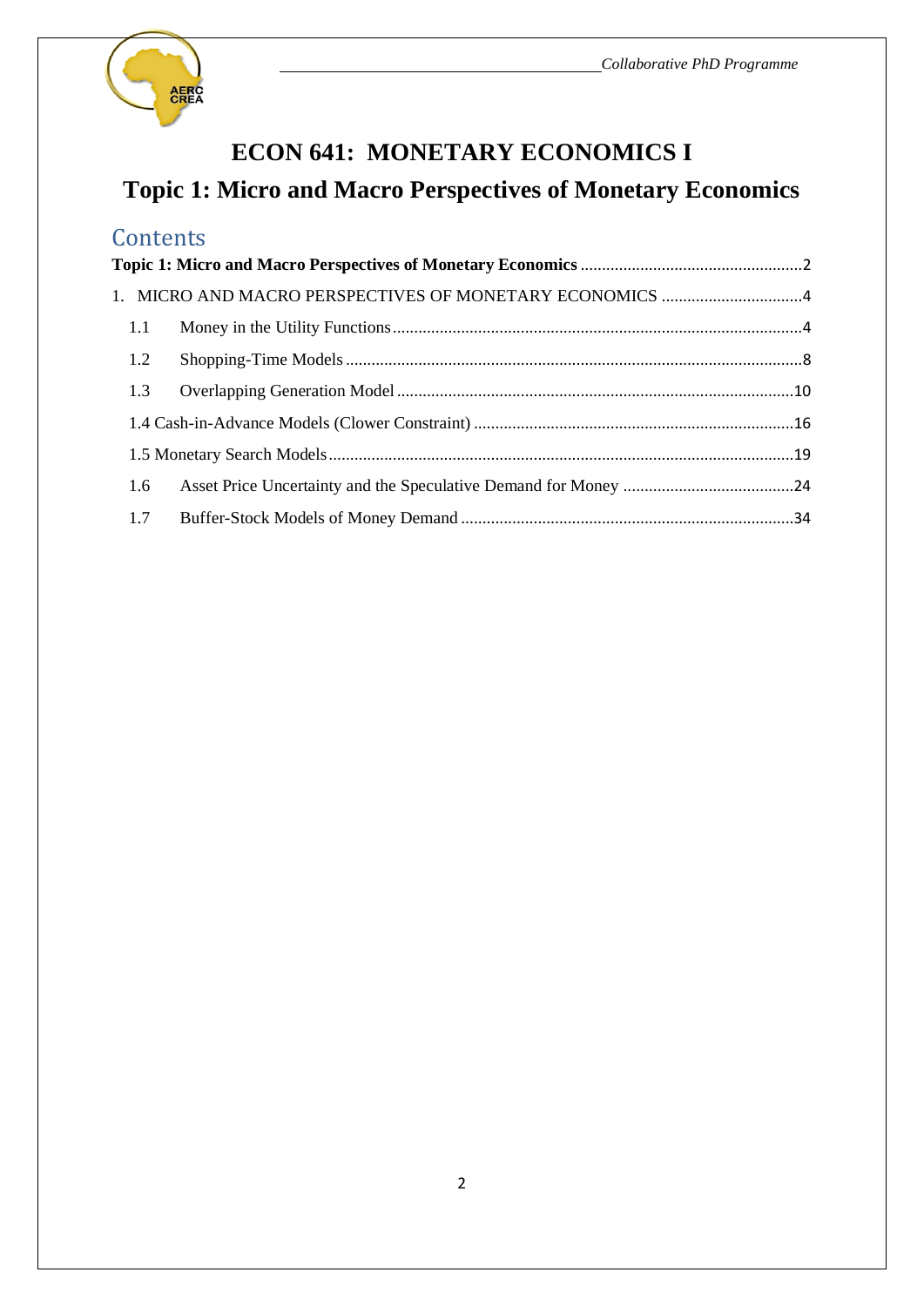# ECON 641: MONETARY ECONOMICS I

# Topic 1: Micro and Macro Perspectives of Monetary Economics

## Contents

**Topic 1: Micro and Macro Perspectives of Monetary Economics** .................................................... 2

1. MICRO AND MACRO PERSPECTIVES OF MONETARY ECONOMICS ................................. 4

   1.1 Money in the Utility Functions ............................................................................................... 4

   1.2 Shopping-Time Models .......................................................................................................... 8

   1.3 Overlapping Generation Model ............................................................................................ 10

   1.4 Cash-in-Advance Models (Clower Constraint) ........................................................................... 16

   1.5 Monetary Search Models ............................................................................................................ 19

   1.6 Asset Price Uncertainty and the Speculative Demand for Money ........................................ 24

   1.7 Buffer-Stock Models of Money Demand ............................................................................. 34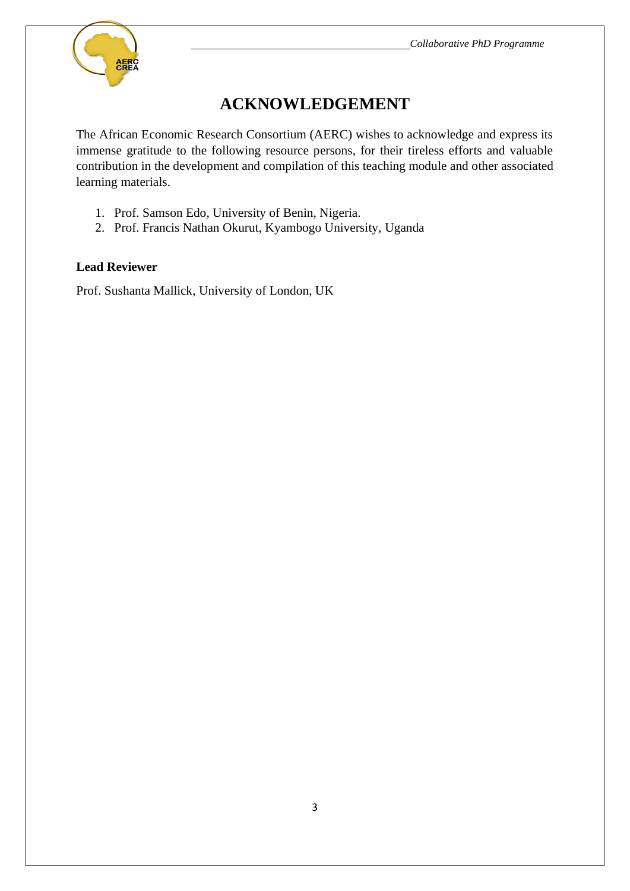# ACKNOWLEDGEMENT

The African Economic Research Consortium (AERC) wishes to acknowledge and express its immense gratitude to the following resource persons, for their tireless efforts and valuable contribution in the development and compilation of this teaching module and other associated learning materials.

1. Prof. Samson Edo, University of Benin, Nigeria.
2. Prof. Francis Nathan Okurut, Kyambogo University, Uganda

**Lead Reviewer**

Prof. Sushanta Mallick, University of London, UK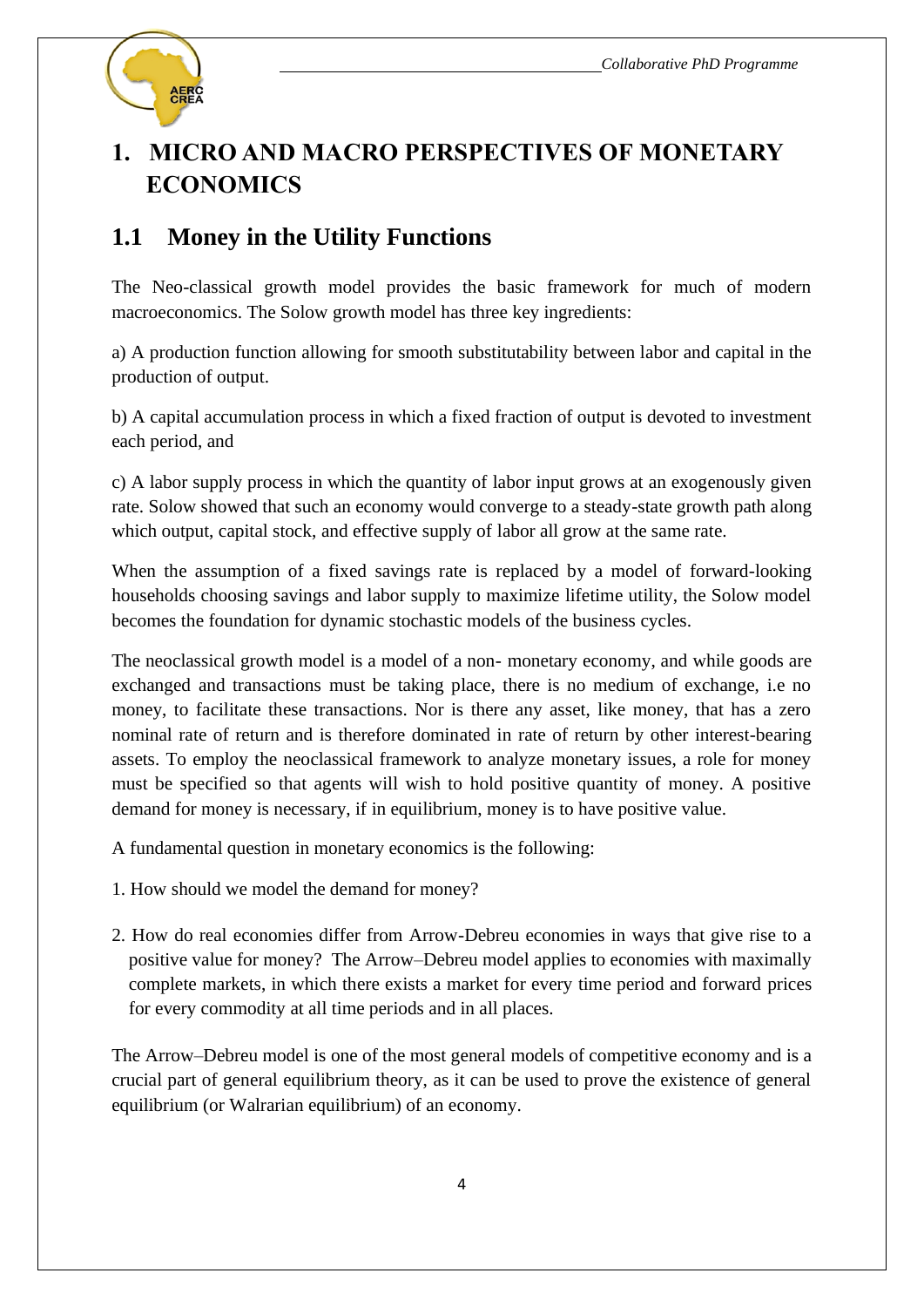# 1. MICRO AND MACRO PERSPECTIVES OF MONETARY ECONOMICS

## 1.1 Money in the Utility Functions

The Neo-classical growth model provides the basic framework for much of modern macroeconomics. The Solow growth model has three key ingredients:

a) A production function allowing for smooth substitutability between labor and capital in the production of output.

b) A capital accumulation process in which a fixed fraction of output is devoted to investment each period, and

c) A labor supply process in which the quantity of labor input grows at an exogenously given rate. Solow showed that such an economy would converge to a steady-state growth path along which output, capital stock, and effective supply of labor all grow at the same rate.

When the assumption of a fixed savings rate is replaced by a model of forward-looking households choosing savings and labor supply to maximize lifetime utility, the Solow model becomes the foundation for dynamic stochastic models of the business cycles.

The neoclassical growth model is a model of a non- monetary economy, and while goods are exchanged and transactions must be taking place, there is no medium of exchange, i.e no money, to facilitate these transactions. Nor is there any asset, like money, that has a zero nominal rate of return and is therefore dominated in rate of return by other interest-bearing assets. To employ the neoclassical framework to analyze monetary issues, a role for money must be specified so that agents will wish to hold positive quantity of money. A positive demand for money is necessary, if in equilibrium, money is to have positive value.

A fundamental question in monetary economics is the following:

1. How should we model the demand for money?

2. How do real economies differ from Arrow-Debreu economies in ways that give rise to a positive value for money? The Arrow–Debreu model applies to economies with maximally complete markets, in which there exists a market for every time period and forward prices for every commodity at all time periods and in all places.

The Arrow–Debreu model is one of the most general models of competitive economy and is a crucial part of general equilibrium theory, as it can be used to prove the existence of general equilibrium (or Walrarian equilibrium) of an economy.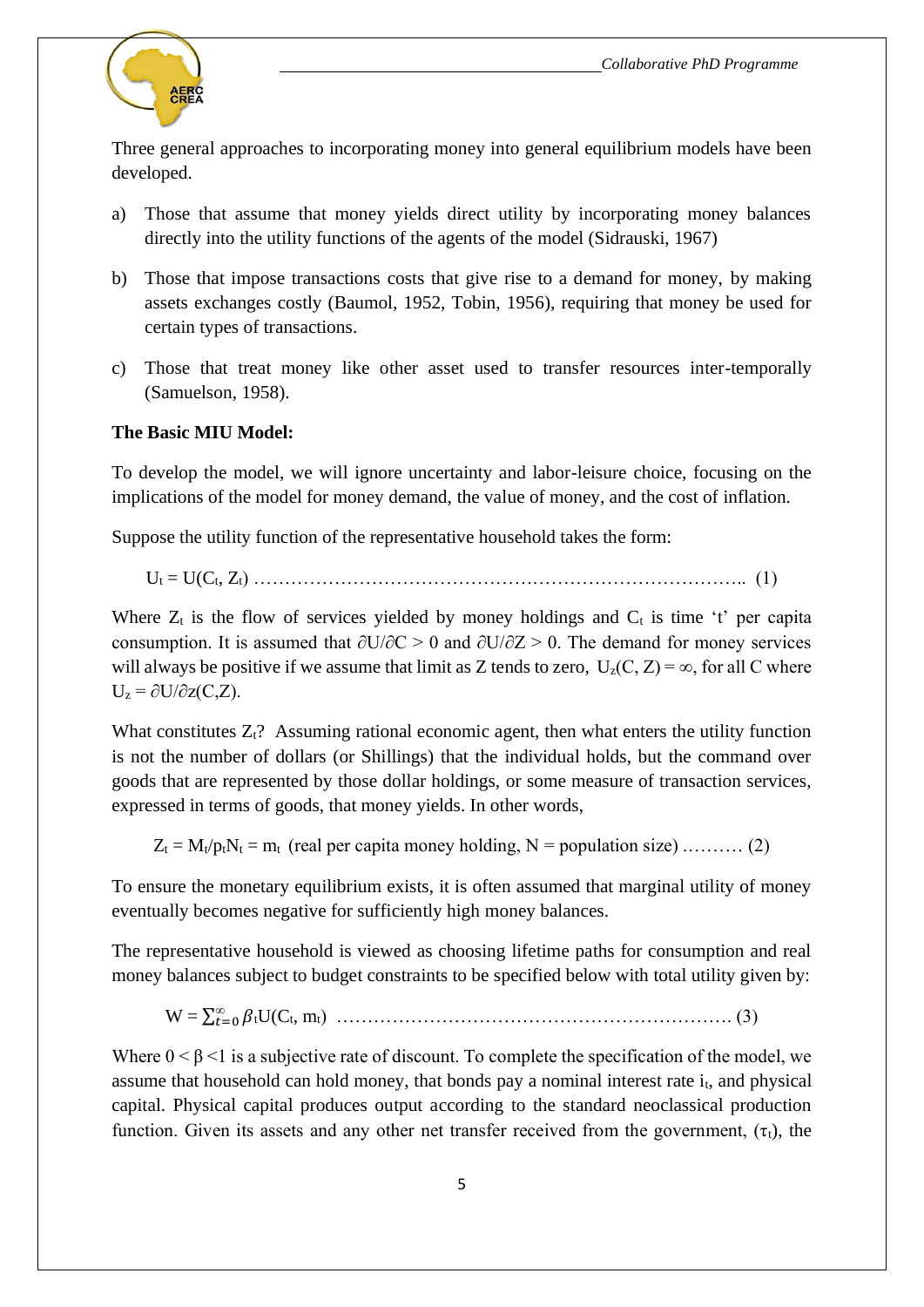Three general approaches to incorporating money into general equilibrium models have been developed.

a) Those that assume that money yields direct utility by incorporating money balances directly into the utility functions of the agents of the model (Sidrauski, 1967)

b) Those that impose transactions costs that give rise to a demand for money, by making assets exchanges costly (Baumol, 1952, Tobin, 1956), requiring that money be used for certain types of transactions.

c) Those that treat money like other asset used to transfer resources inter-temporally (Samuelson, 1958).

**The Basic MIU Model:**

To develop the model, we will ignore uncertainty and labor-leisure choice, focusing on the implications of the model for money demand, the value of money, and the cost of inflation.

Suppose the utility function of the representative household takes the form:

$$U_t = U(C_t, Z_t) \quad \ldots\ldots\ldots\ldots (1)$$

Where $Z_t$ is the flow of services yielded by money holdings and $C_t$ is time 't' per capita consumption. It is assumed that $\partial U/\partial C > 0$ and $\partial U/\partial Z > 0$. The demand for money services will always be positive if we assume that limit as Z tends to zero, $U_z(C, Z) = \infty$, for all C where $U_z = \partial U/\partial z(C,Z)$.

What constitutes $Z_t$? Assuming rational economic agent, then what enters the utility function is not the number of dollars (or Shillings) that the individual holds, but the command over goods that are represented by those dollar holdings, or some measure of transaction services, expressed in terms of goods, that money yields. In other words,

$$Z_t = M_t/p_tN_t = m_t \text{ (real per capita money holding, N = population size)} \quad \ldots\ldots\ldots (2)$$

To ensure the monetary equilibrium exists, it is often assumed that marginal utility of money eventually becomes negative for sufficiently high money balances.

The representative household is viewed as choosing lifetime paths for consumption and real money balances subject to budget constraints to be specified below with total utility given by:

$$W = \sum_{t=0}^{\infty} \beta_t U(C_t, m_t) \quad \ldots\ldots\ldots\ldots (3)$$

Where $0 < \beta < 1$ is a subjective rate of discount. To complete the specification of the model, we assume that household can hold money, that bonds pay a nominal interest rate $i_t$, and physical capital. Physical capital produces output according to the standard neoclassical production function. Given its assets and any other net transfer received from the government, ($\tau_t$), the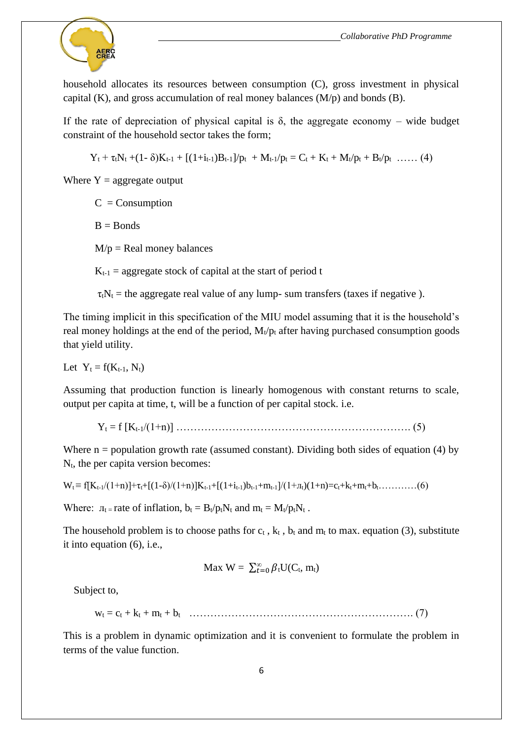household allocates its resources between consumption (C), gross investment in physical capital (K), and gross accumulation of real money balances (M/p) and bonds (B).

If the rate of depreciation of physical capital is δ, the aggregate economy – wide budget constraint of the household sector takes the form;

$$Y_t + \tau_t N_t + (1-\delta)K_{t-1} + [(1+i_{t-1})B_{t-1}]/p_t + M_{t-1}/p_t = C_t + K_t + M_t/p_t + B_t/p_t \quad \ldots\ldots (4)$$

Where Y = aggregate output

C = Consumption

B = Bonds

M/p = Real money balances

$K_{t-1}$ = aggregate stock of capital at the start of period t

$\tau_t N_t$ = the aggregate real value of any lump- sum transfers (taxes if negative ).

The timing implicit in this specification of the MIU model assuming that it is the household's real money holdings at the end of the period, $M_t/p_t$ after having purchased consumption goods that yield utility.

Let $Y_t = f(K_{t-1}, N_t)$

Assuming that production function is linearly homogenous with constant returns to scale, output per capita at time, t, will be a function of per capital stock. i.e.

$$Y_t = f\,[K_{t-1}/(1+n)] \quad \ldots\ldots (5)$$

Where n = population growth rate (assumed constant). Dividing both sides of equation (4) by $N_t$, the per capita version becomes:

$$W_t \equiv f[K_{t-1}/(1+n)] + \tau_t + [(1-\delta)/(1+n)]K_{t-1} + [(1+i_{t-1})b_{t-1} + m_{t-1}]/(1+\pi_t)(1+n) = c_t + k_t + m_t + b_t \ldots\ldots\ldots\ldots (6)$$

Where: $\pi_t$ = rate of inflation, $b_t = B_t/p_tN_t$ and $m_t = M_t/p_tN_t$ .

The household problem is to choose paths for $c_t$ , $k_t$ , $b_t$ and $m_t$ to max. equation (3), substitute it into equation (6), i.e.,

$$\text{Max } W = \sum_{t=0}^{\infty} \beta_t U(C_t, m_t)$$

Subject to,

$$w_t = c_t + k_t + m_t + b_t \quad \ldots\ldots (7)$$

This is a problem in dynamic optimization and it is convenient to formulate the problem in terms of the value function.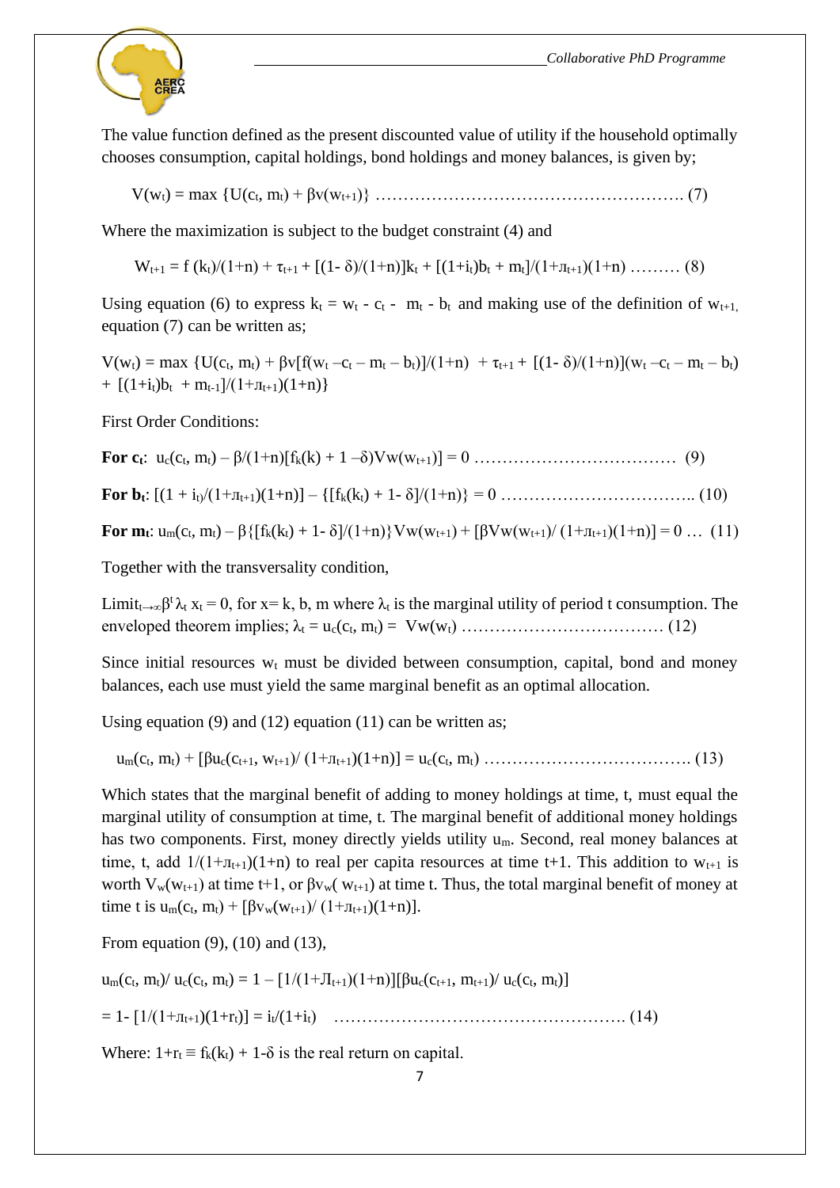The value function defined as the present discounted value of utility if the household optimally chooses consumption, capital holdings, bond holdings and money balances, is given by;

$$V(w_t) = \max \{U(c_t, m_t) + \beta v(w_{t+1})\} \quad \ldots\ldots (7)$$

Where the maximization is subject to the budget constraint (4) and

$$W_{t+1} = f(k_t)/(1+n) + \tau_{t+1} + [(1-\delta)/(1+n)]k_t + [(1+i_t)b_t + m_t]/(1+\pi_{t+1})(1+n) \quad \ldots\ldots (8)$$

Using equation (6) to express $k_t = w_t - c_t - m_t - b_t$ and making use of the definition of $w_{t+1,}$ equation (7) can be written as;

$$V(w_t) = \max \{U(c_t, m_t) + \beta v[f(w_t - c_t - m_t - b_t)]/(1+n) + \tau_{t+1} + [(1-\delta)/(1+n)](w_t - c_t - m_t - b_t) + [(1+i_t)b_t + m_{t-1}]/(1+\pi_{t+1})(1+n)\}$$

First Order Conditions:

**For $c_t$**: $u_c(c_t, m_t) - \beta/(1+n)[f_k(k) + 1 - \delta)Vw(w_{t+1})] = 0 \quad \ldots\ldots (9)$

**For $b_t$**: $[(1 + i_t)/(1+\pi_{t+1})(1+n)] - \{[f_k(k_t) + 1 - \delta]/(1+n)\} = 0 \quad \ldots\ldots (10)$

**For $m_t$**: $u_m(c_t, m_t) - \beta\{[f_k(k_t) + 1 - \delta]/(1+n)\}Vw(w_{t+1}) + [\beta Vw(w_{t+1})/(1+\pi_{t+1})(1+n)] = 0 \ \ldots (11)$

Together with the transversality condition,

$\text{Limit}_{t\to\infty}\beta^t\lambda_t x_t = 0$, for x= k, b, m where $\lambda_t$ is the marginal utility of period t consumption. The enveloped theorem implies; $\lambda_t = u_c(c_t, m_t) = Vw(w_t) \quad \ldots\ldots (12)$

Since initial resources $w_t$ must be divided between consumption, capital, bond and money balances, each use must yield the same marginal benefit as an optimal allocation.

Using equation (9) and (12) equation (11) can be written as;

$$u_m(c_t, m_t) + [\beta u_c(c_{t+1}, w_{t+1})/(1+\pi_{t+1})(1+n)] = u_c(c_t, m_t) \quad \ldots\ldots (13)$$

Which states that the marginal benefit of adding to money holdings at time, t, must equal the marginal utility of consumption at time, t. The marginal benefit of additional money holdings has two components. First, money directly yields utility $u_m$. Second, real money balances at time, t, add $1/(1+\pi_{t+1})(1+n)$ to real per capita resources at time t+1. This addition to $w_{t+1}$ is worth $V_w(w_{t+1})$ at time t+1, or $\beta v_w(w_{t+1})$ at time t. Thus, the total marginal benefit of money at time t is $u_m(c_t, m_t) + [\beta v_w(w_{t+1})/(1+\pi_{t+1})(1+n)]$.

From equation (9), (10) and (13),

$$u_m(c_t, m_t)/u_c(c_t, m_t) = 1 - [1/(1+\pi_{t+1})(1+n)][\beta u_c(c_{t+1}, m_{t+1})/u_c(c_t, m_t)]$$

$$= 1 - [1/(1+\pi_{t+1})(1+r_t)] = i_t/(1+i_t) \quad \ldots\ldots (14)$$

Where: $1+r_t \equiv f_k(k_t) + 1-\delta$ is the real return on capital.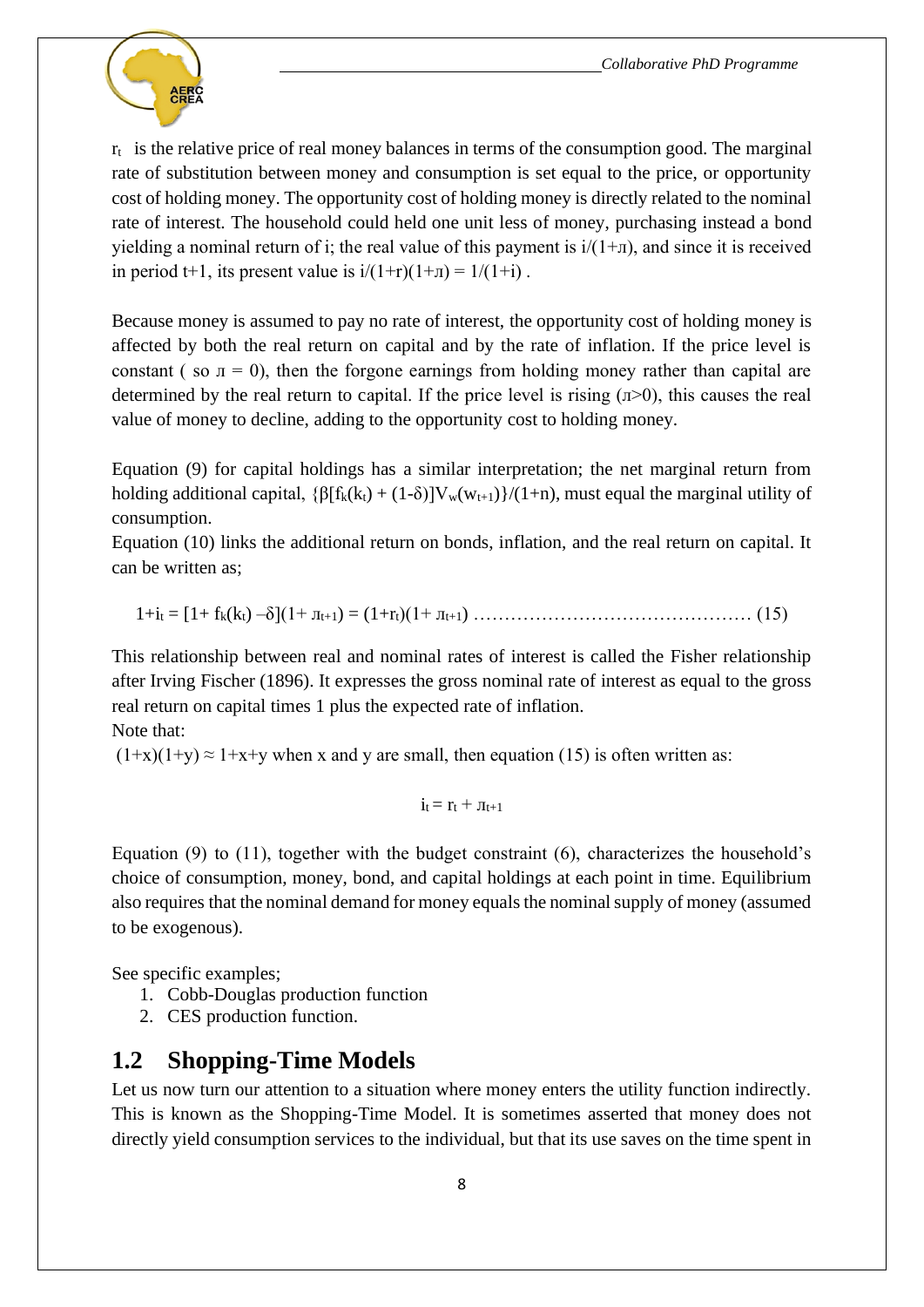$r_t$ is the relative price of real money balances in terms of the consumption good. The marginal rate of substitution between money and consumption is set equal to the price, or opportunity cost of holding money. The opportunity cost of holding money is directly related to the nominal rate of interest. The household could held one unit less of money, purchasing instead a bond yielding a nominal return of i; the real value of this payment is $i/(1+л)$, and since it is received in period t+1, its present value is $i/(1+r)(1+л) = 1/(1+i)$ .

Because money is assumed to pay no rate of interest, the opportunity cost of holding money is affected by both the real return on capital and by the rate of inflation. If the price level is constant ( so $л = 0$), then the forgone earnings from holding money rather than capital are determined by the real return to capital. If the price level is rising ($л>0$), this causes the real value of money to decline, adding to the opportunity cost to holding money.

Equation (9) for capital holdings has a similar interpretation; the net marginal return from holding additional capital, $\{\beta[f_k(k_t) + (1-\delta)]V_w(w_{t+1})\}/(1+n)$, must equal the marginal utility of consumption.

Equation (10) links the additional return on bonds, inflation, and the real return on capital. It can be written as;

$$1+i_t = [1+ f_k(k_t) - \delta](1+ л_{t+1}) = (1+r_t)(1+ л_{t+1}) \quad \ldots\ldots (15)$$

This relationship between real and nominal rates of interest is called the Fisher relationship after Irving Fischer (1896). It expresses the gross nominal rate of interest as equal to the gross real return on capital times 1 plus the expected rate of inflation.

Note that:

$(1+x)(1+y) \approx 1+x+y$ when x and y are small, then equation (15) is often written as:

$$i_t = r_t + л_{t+1}$$

Equation (9) to (11), together with the budget constraint (6), characterizes the household's choice of consumption, money, bond, and capital holdings at each point in time. Equilibrium also requires that the nominal demand for money equals the nominal supply of money (assumed to be exogenous).

See specific examples;

1. Cobb-Douglas production function
2. CES production function.

## 1.2 Shopping-Time Models

Let us now turn our attention to a situation where money enters the utility function indirectly. This is known as the Shopping-Time Model. It is sometimes asserted that money does not directly yield consumption services to the individual, but that its use saves on the time spent in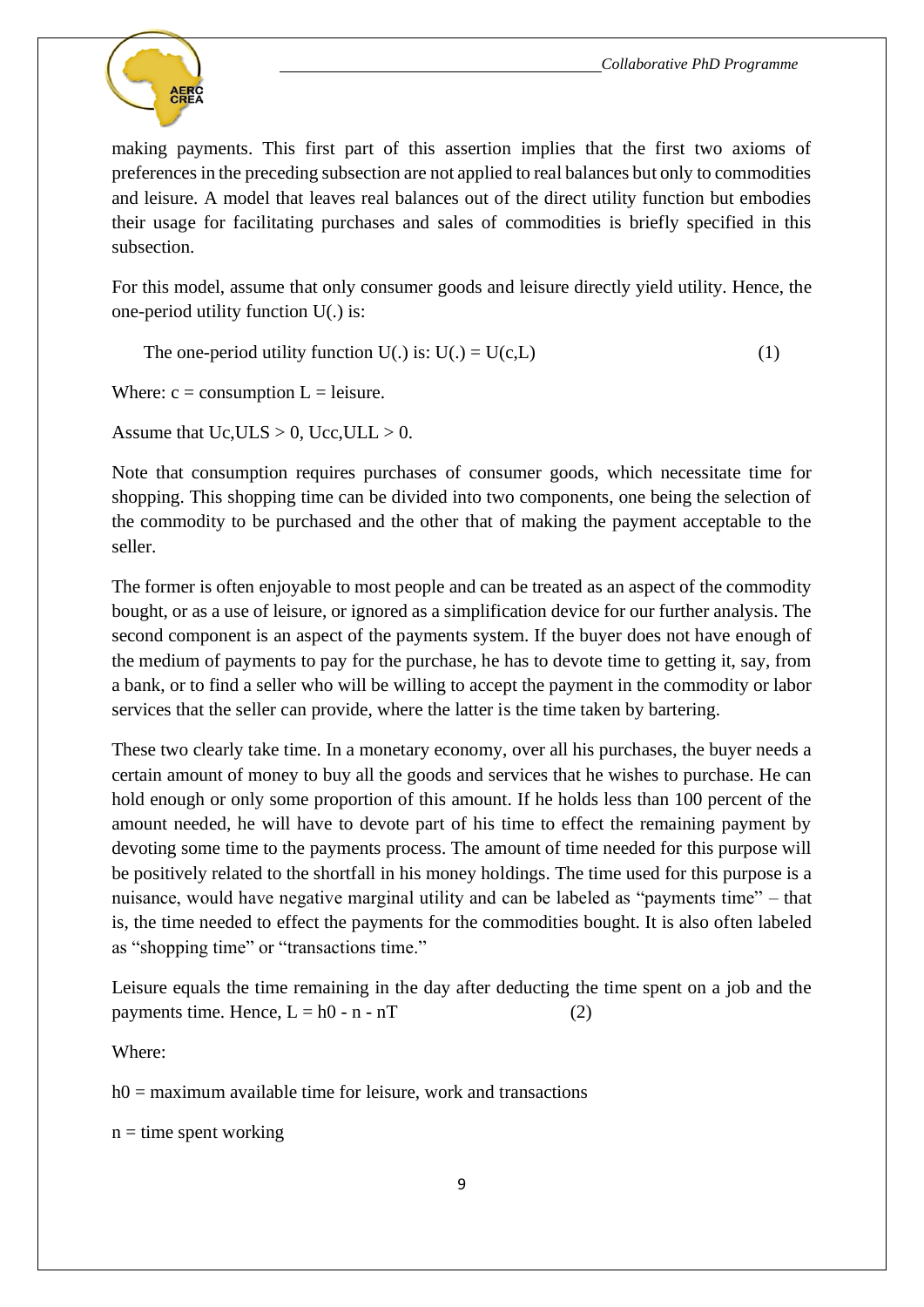making payments. This first part of this assertion implies that the first two axioms of preferences in the preceding subsection are not applied to real balances but only to commodities and leisure. A model that leaves real balances out of the direct utility function but embodies their usage for facilitating purchases and sales of commodities is briefly specified in this subsection.

For this model, assume that only consumer goods and leisure directly yield utility. Hence, the one-period utility function U(.) is:

The one-period utility function U(.) is: $U(.) = U(c,L)$ (1)

Where: c = consumption L = leisure.

Assume that $U_c, U_{LS} > 0$, $U_{cc}, U_{LL} > 0$.

Note that consumption requires purchases of consumer goods, which necessitate time for shopping. This shopping time can be divided into two components, one being the selection of the commodity to be purchased and the other that of making the payment acceptable to the seller.

The former is often enjoyable to most people and can be treated as an aspect of the commodity bought, or as a use of leisure, or ignored as a simplification device for our further analysis. The second component is an aspect of the payments system. If the buyer does not have enough of the medium of payments to pay for the purchase, he has to devote time to getting it, say, from a bank, or to find a seller who will be willing to accept the payment in the commodity or labor services that the seller can provide, where the latter is the time taken by bartering.

These two clearly take time. In a monetary economy, over all his purchases, the buyer needs a certain amount of money to buy all the goods and services that he wishes to purchase. He can hold enough or only some proportion of this amount. If he holds less than 100 percent of the amount needed, he will have to devote part of his time to effect the remaining payment by devoting some time to the payments process. The amount of time needed for this purpose will be positively related to the shortfall in his money holdings. The time used for this purpose is a nuisance, would have negative marginal utility and can be labeled as "payments time" – that is, the time needed to effect the payments for the commodities bought. It is also often labeled as "shopping time" or "transactions time."

Leisure equals the time remaining in the day after deducting the time spent on a job and the payments time. Hence, $L = h_0 - n - n_T$ (2)

Where:

$h_0$ = maximum available time for leisure, work and transactions

n = time spent working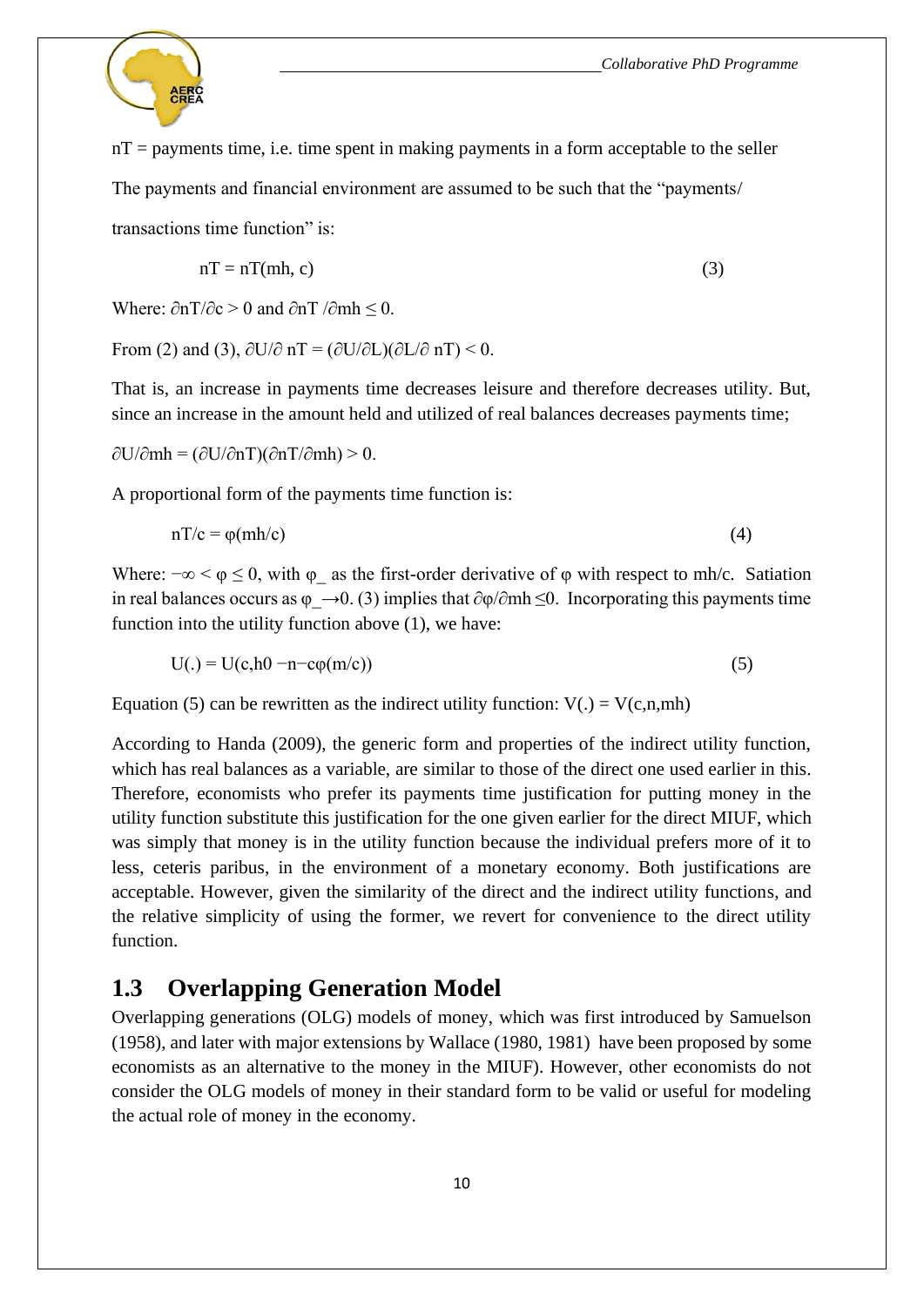$nT$ = payments time, i.e. time spent in making payments in a form acceptable to the seller

The payments and financial environment are assumed to be such that the "payments/ transactions time function" is:

$$nT = nT(mh, c) \tag{3}$$

Where: $\partial nT/\partial c > 0$ and $\partial nT/\partial mh \leq 0$.

From (2) and (3), $\partial U/\partial nT = (\partial U/\partial L)(\partial L/\partial nT) < 0$.

That is, an increase in payments time decreases leisure and therefore decreases utility. But, since an increase in the amount held and utilized of real balances decreases payments time;

$\partial U/\partial mh = (\partial U/\partial nT)(\partial nT/\partial mh) > 0$.

A proportional form of the payments time function is:

$$nT/c = \varphi(mh/c) \tag{4}$$

Where: $-\infty < \varphi \leq 0$, with $\varphi\_$ as the first-order derivative of $\varphi$ with respect to $mh/c$. Satiation in real balances occurs as $\varphi\_ \rightarrow 0$. (3) implies that $\partial\varphi/\partial mh \leq 0$. Incorporating this payments time function into the utility function above (1), we have:

$$U(.) = U(c, h0 - n - c\varphi(m/c)) \tag{5}$$

Equation (5) can be rewritten as the indirect utility function: $V(.) = V(c,n,mh)$

According to Handa (2009), the generic form and properties of the indirect utility function, which has real balances as a variable, are similar to those of the direct one used earlier in this. Therefore, economists who prefer its payments time justification for putting money in the utility function substitute this justification for the one given earlier for the direct MIUF, which was simply that money is in the utility function because the individual prefers more of it to less, ceteris paribus, in the environment of a monetary economy. Both justifications are acceptable. However, given the similarity of the direct and the indirect utility functions, and the relative simplicity of using the former, we revert for convenience to the direct utility function.

## 1.3 Overlapping Generation Model

Overlapping generations (OLG) models of money, which was first introduced by Samuelson (1958), and later with major extensions by Wallace (1980, 1981) have been proposed by some economists as an alternative to the money in the MIUF). However, other economists do not consider the OLG models of money in their standard form to be valid or useful for modeling the actual role of money in the economy.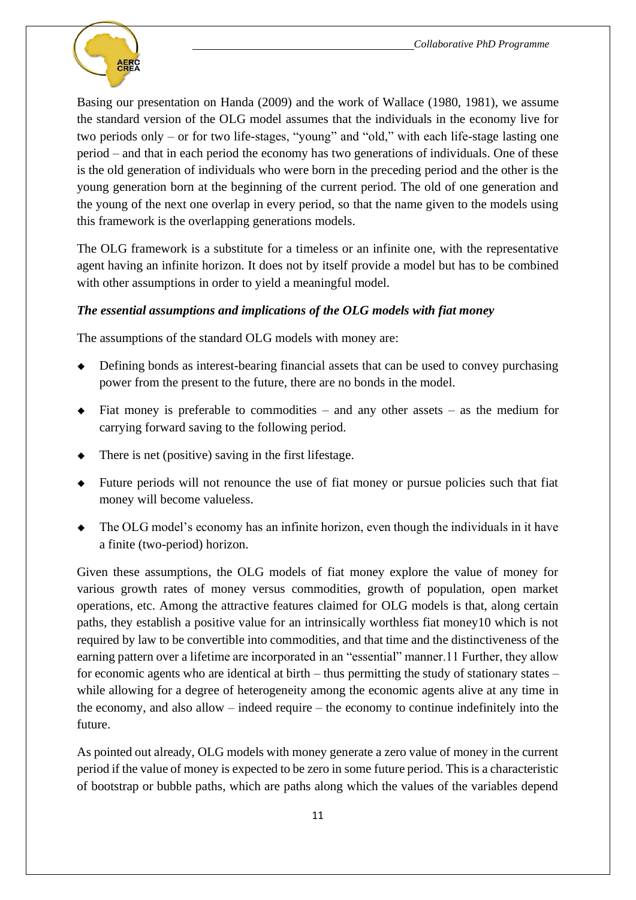Basing our presentation on Handa (2009) and the work of Wallace (1980, 1981), we assume the standard version of the OLG model assumes that the individuals in the economy live for two periods only – or for two life-stages, "young" and "old," with each life-stage lasting one period – and that in each period the economy has two generations of individuals. One of these is the old generation of individuals who were born in the preceding period and the other is the young generation born at the beginning of the current period. The old of one generation and the young of the next one overlap in every period, so that the name given to the models using this framework is the overlapping generations models.

The OLG framework is a substitute for a timeless or an infinite one, with the representative agent having an infinite horizon. It does not by itself provide a model but has to be combined with other assumptions in order to yield a meaningful model.

***The essential assumptions and implications of the OLG models with fiat money***

The assumptions of the standard OLG models with money are:

- Defining bonds as interest-bearing financial assets that can be used to convey purchasing power from the present to the future, there are no bonds in the model.
- Fiat money is preferable to commodities – and any other assets – as the medium for carrying forward saving to the following period.
- There is net (positive) saving in the first lifestage.
- Future periods will not renounce the use of fiat money or pursue policies such that fiat money will become valueless.
- The OLG model's economy has an infinite horizon, even though the individuals in it have a finite (two-period) horizon.

Given these assumptions, the OLG models of fiat money explore the value of money for various growth rates of money versus commodities, growth of population, open market operations, etc. Among the attractive features claimed for OLG models is that, along certain paths, they establish a positive value for an intrinsically worthless fiat money[10] which is not required by law to be convertible into commodities, and that time and the distinctiveness of the earning pattern over a lifetime are incorporated in an "essential" manner.[11] Further, they allow for economic agents who are identical at birth – thus permitting the study of stationary states – while allowing for a degree of heterogeneity among the economic agents alive at any time in the economy, and also allow – indeed require – the economy to continue indefinitely into the future.

As pointed out already, OLG models with money generate a zero value of money in the current period if the value of money is expected to be zero in some future period. This is a characteristic of bootstrap or bubble paths, which are paths along which the values of the variables depend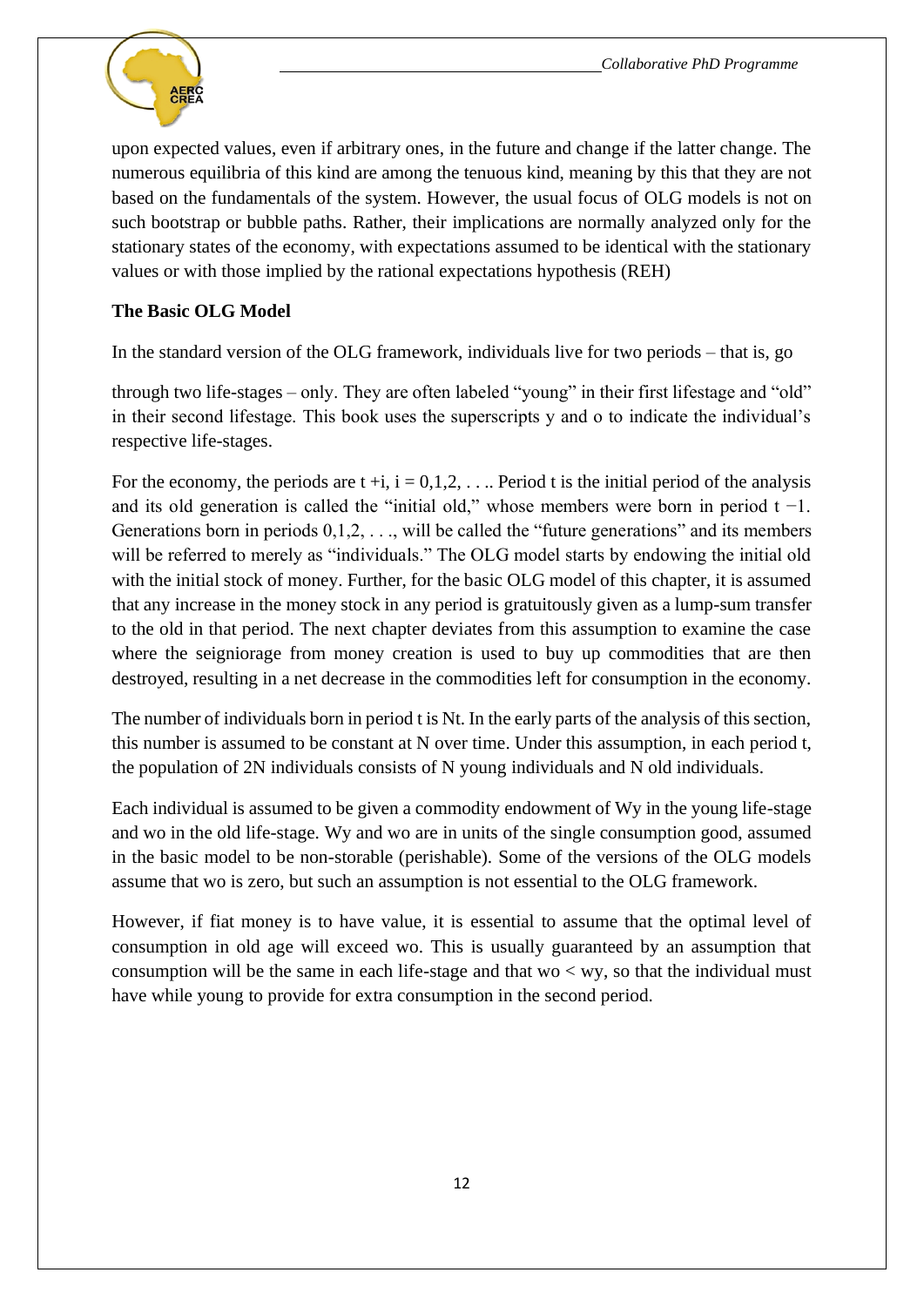upon expected values, even if arbitrary ones, in the future and change if the latter change. The numerous equilibria of this kind are among the tenuous kind, meaning by this that they are not based on the fundamentals of the system. However, the usual focus of OLG models is not on such bootstrap or bubble paths. Rather, their implications are normally analyzed only for the stationary states of the economy, with expectations assumed to be identical with the stationary values or with those implied by the rational expectations hypothesis (REH)

**The Basic OLG Model**

In the standard version of the OLG framework, individuals live for two periods – that is, go

through two life-stages – only. They are often labeled "young" in their first lifestage and "old" in their second lifestage. This book uses the superscripts y and o to indicate the individual's respective life-stages.

For the economy, the periods are $t + i$, $i = 0,1,2, \ldots$. Period t is the initial period of the analysis and its old generation is called the "initial old," whose members were born in period $t - 1$. Generations born in periods $0,1,2, \ldots$, will be called the "future generations" and its members will be referred to merely as "individuals." The OLG model starts by endowing the initial old with the initial stock of money. Further, for the basic OLG model of this chapter, it is assumed that any increase in the money stock in any period is gratuitously given as a lump-sum transfer to the old in that period. The next chapter deviates from this assumption to examine the case where the seigniorage from money creation is used to buy up commodities that are then destroyed, resulting in a net decrease in the commodities left for consumption in the economy.

The number of individuals born in period t is $N_t$. In the early parts of the analysis of this section, this number is assumed to be constant at N over time. Under this assumption, in each period t, the population of 2N individuals consists of N young individuals and N old individuals.

Each individual is assumed to be given a commodity endowment of $W^y$ in the young life-stage and $w^o$ in the old life-stage. $W^y$ and $w^o$ are in units of the single consumption good, assumed in the basic model to be non-storable (perishable). Some of the versions of the OLG models assume that $w^o$ is zero, but such an assumption is not essential to the OLG framework.

However, if fiat money is to have value, it is essential to assume that the optimal level of consumption in old age will exceed $w^o$. This is usually guaranteed by an assumption that consumption will be the same in each life-stage and that $w^o < w^y$, so that the individual must have while young to provide for extra consumption in the second period.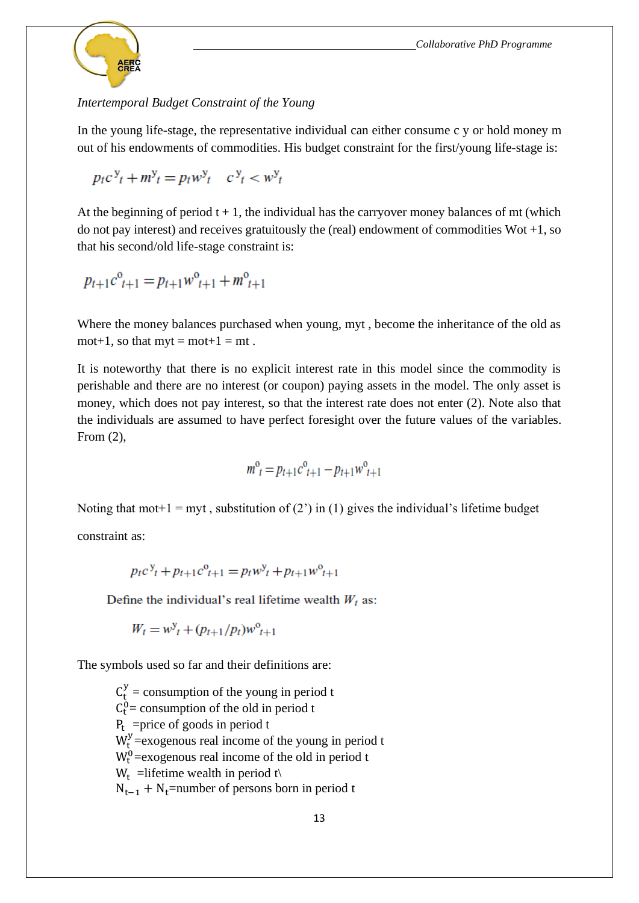*Intertemporal Budget Constraint of the Young*

In the young life-stage, the representative individual can either consume c y or hold money m out of his endowments of commodities. His budget constraint for the first/young life-stage is:

$$p_t c^y{}_t + m^y{}_t = p_t w^y{}_t \quad c^y{}_t < w^y{}_t$$

At the beginning of period t + 1, the individual has the carryover money balances of mt (which do not pay interest) and receives gratuitously the (real) endowment of commodities Wot +1, so that his second/old life-stage constraint is:

$$p_{t+1} c^o{}_{t+1} = p_{t+1} w^o{}_{t+1} + m^o{}_{t+1}$$

Where the money balances purchased when young, myt , become the inheritance of the old as mot+1, so that myt = mot+1 = mt .

It is noteworthy that there is no explicit interest rate in this model since the commodity is perishable and there are no interest (or coupon) paying assets in the model. The only asset is money, which does not pay interest, so that the interest rate does not enter (2). Note also that the individuals are assumed to have perfect foresight over the future values of the variables. From (2),

$$m^o{}_t = p_{t+1} c^o{}_{t+1} - p_{t+1} w^o{}_{t+1}$$

Noting that mot+1 = myt , substitution of (2') in (1) gives the individual's lifetime budget constraint as:

$$p_t c^y{}_t + p_{t+1} c^o{}_{t+1} = p_t w^y{}_t + p_{t+1} w^o{}_{t+1}$$

Define the individual's real lifetime wealth $W_t$ as:

$$W_t = w^y{}_t + (p_{t+1}/p_t) w^o{}_{t+1}$$

The symbols used so far and their definitions are:

$C_t^y$ = consumption of the young in period t
$C_t^0$ = consumption of the old in period t
$P_t$ =price of goods in period t
$W_t^y$ =exogenous real income of the young in period t
$W_t^0$ =exogenous real income of the old in period t
$W_t$ =lifetime wealth in period t\
$N_{t-1} + N_t$=number of persons born in period t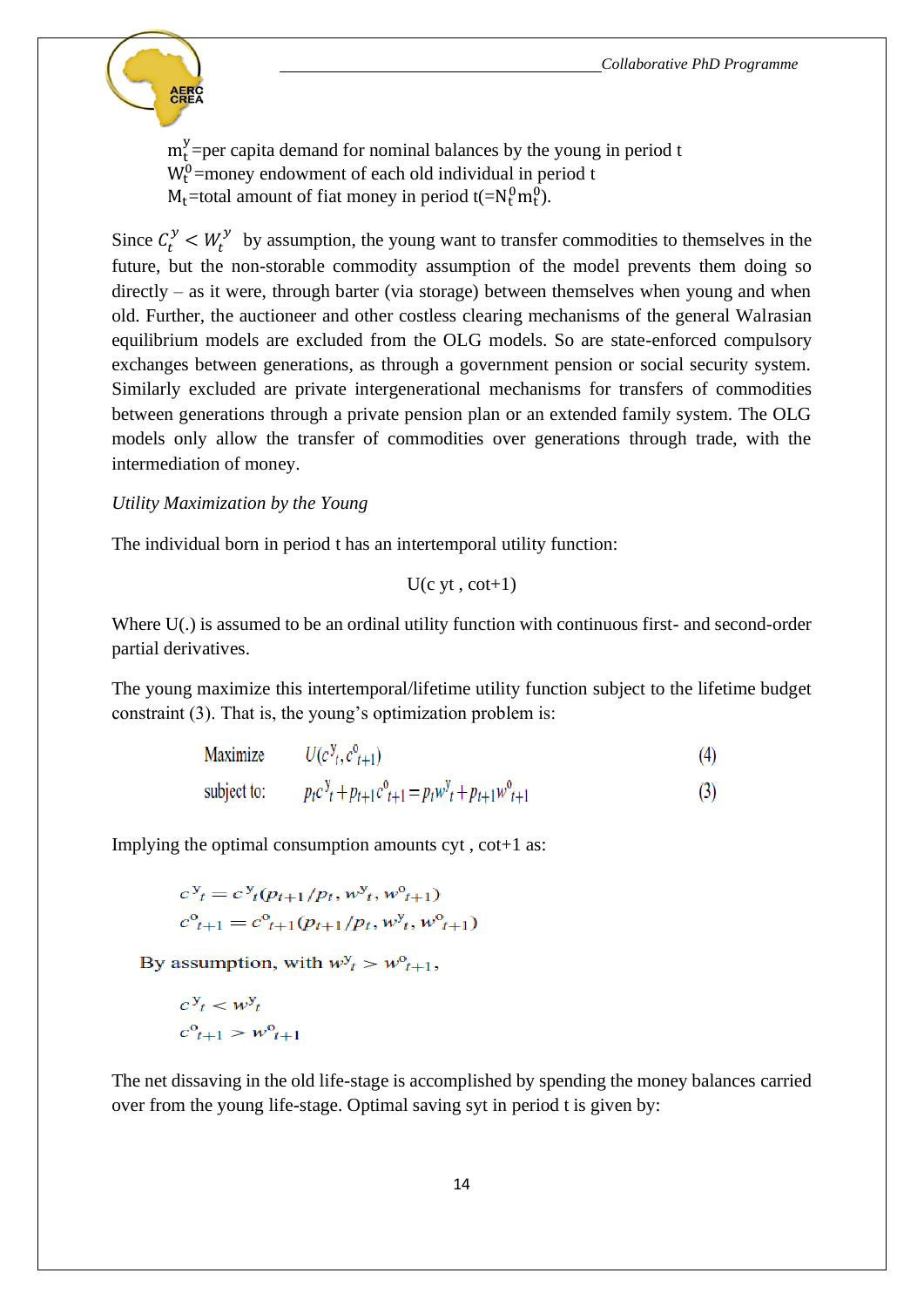$m_t^y$=per capita demand for nominal balances by the young in period t
$W_t^0$=money endowment of each old individual in period t
$M_t$=total amount of fiat money in period t(=$N_t^0 m_t^0$).

Since $C_t^y < W_t^y$ by assumption, the young want to transfer commodities to themselves in the future, but the non-storable commodity assumption of the model prevents them doing so directly – as it were, through barter (via storage) between themselves when young and when old. Further, the auctioneer and other costless clearing mechanisms of the general Walrasian equilibrium models are excluded from the OLG models. So are state-enforced compulsory exchanges between generations, as through a government pension or social security system. Similarly excluded are private intergenerational mechanisms for transfers of commodities between generations through a private pension plan or an extended family system. The OLG models only allow the transfer of commodities over generations through trade, with the intermediation of money.

*Utility Maximization by the Young*

The individual born in period t has an intertemporal utility function:

$$U(c^y_t, c^o_{t+1})$$

Where U(.) is assumed to be an ordinal utility function with continuous first- and second-order partial derivatives.

The young maximize this intertemporal/lifetime utility function subject to the lifetime budget constraint (3). That is, the young's optimization problem is:

$$\text{Maximize} \quad U(c^y_t, c^o_{t+1}) \qquad (4)$$

$$\text{subject to:} \quad p_t c^y_t + p_{t+1} c^o_{t+1} = p_t w^y_t + p_{t+1} w^o_{t+1} \qquad (3)$$

Implying the optimal consumption amounts $c^y_t$ , $c^o_{t+1}$ as:

$$c^y_t = c^y_t(p_{t+1}/p_t, w^y_t, w^o_{t+1})$$
$$c^o_{t+1} = c^o_{t+1}(p_{t+1}/p_t, w^y_t, w^o_{t+1})$$

By assumption, with $w^y_t > w^o_{t+1}$,

$$c^y_t < w^y_t$$
$$c^o_{t+1} > w^o_{t+1}$$

The net dissaving in the old life-stage is accomplished by spending the money balances carried over from the young life-stage. Optimal saving $s^y_t$ in period t is given by: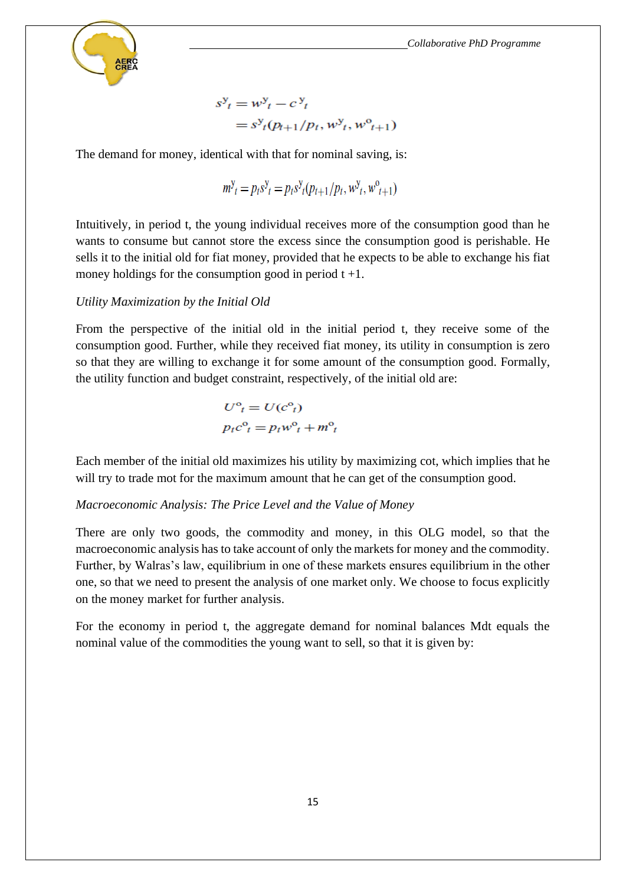$$s^y_t = w^y_t - c^y_t$$
$$= s^y_t(p_{t+1}/p_t, w^y_t, w^o_{t+1})$$

The demand for money, identical with that for nominal saving, is:

$$m^y_t = p_t s^y_t = p_t s^y_t(p_{t+1}/p_t, w^y_t, w^o_{t+1})$$

Intuitively, in period t, the young individual receives more of the consumption good than he wants to consume but cannot store the excess since the consumption good is perishable. He sells it to the initial old for fiat money, provided that he expects to be able to exchange his fiat money holdings for the consumption good in period t +1.

*Utility Maximization by the Initial Old*

From the perspective of the initial old in the initial period t, they receive some of the consumption good. Further, while they received fiat money, its utility in consumption is zero so that they are willing to exchange it for some amount of the consumption good. Formally, the utility function and budget constraint, respectively, of the initial old are:

$$U^o_t = U(c^o_t)$$
$$p_t c^o_t = p_t w^o_t + m^o_t$$

Each member of the initial old maximizes his utility by maximizing cot, which implies that he will try to trade mot for the maximum amount that he can get of the consumption good.

*Macroeconomic Analysis: The Price Level and the Value of Money*

There are only two goods, the commodity and money, in this OLG model, so that the macroeconomic analysis has to take account of only the markets for money and the commodity. Further, by Walras's law, equilibrium in one of these markets ensures equilibrium in the other one, so that we need to present the analysis of one market only. We choose to focus explicitly on the money market for further analysis.

For the economy in period t, the aggregate demand for nominal balances Mdt equals the nominal value of the commodities the young want to sell, so that it is given by: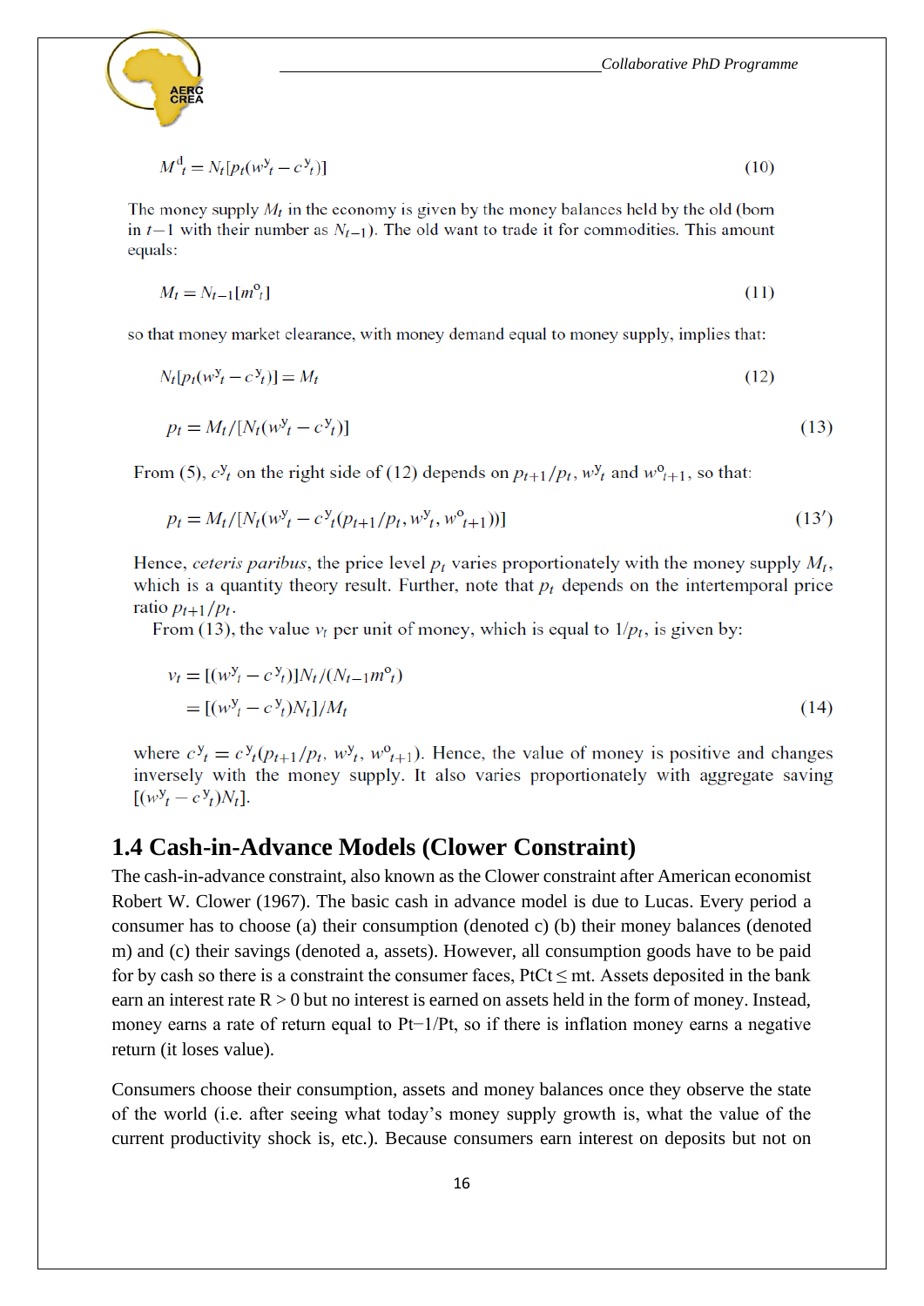$$M^{d}_{t} = N_t[p_t(w^{y}_{t} - c^{y}_{t})] \tag{10}$$

The money supply $M_t$ in the economy is given by the money balances held by the old (born in $t-1$ with their number as $N_{t-1}$). The old want to trade it for commodities. This amount equals:

$$M_t = N_{t-1}[m^{o}_{t}] \tag{11}$$

so that money market clearance, with money demand equal to money supply, implies that:

$$N_t[p_t(w^{y}_{t} - c^{y}_{t})] = M_t \tag{12}$$

$$p_t = M_t/[N_t(w^{y}_{t} - c^{y}_{t})] \tag{13}$$

From (5), $c^{y}_{t}$ on the right side of (12) depends on $p_{t+1}/p_t$, $w^{y}_{t}$ and $w^{o}_{t+1}$, so that:

$$p_t = M_t/[N_t(w^{y}_{t} - c^{y}_{t}(p_{t+1}/p_t, w^{y}_{t}, w^{o}_{t+1}))] \tag{13'}$$

Hence, *ceteris paribus*, the price level $p_t$ varies proportionately with the money supply $M_t$, which is a quantity theory result. Further, note that $p_t$ depends on the intertemporal price ratio $p_{t+1}/p_t$.

From (13), the value $v_t$ per unit of money, which is equal to $1/p_t$, is given by:

$$\begin{aligned} v_t &= [(w^{y}_{t} - c^{y}_{t})]N_t/(N_{t-1}m^{o}_{t}) \\ &= [(w^{y}_{t} - c^{y}_{t})N_t]/M_t \end{aligned} \tag{14}$$

where $c^{y}_{t} = c^{y}_{t}(p_{t+1}/p_t,\ w^{y}_{t},\ w^{o}_{t+1})$. Hence, the value of money is positive and changes inversely with the money supply. It also varies proportionately with aggregate saving $[(w^{y}_{t} - c^{y}_{t})N_t]$.

## 1.4 Cash-in-Advance Models (Clower Constraint)

The cash-in-advance constraint, also known as the Clower constraint after American economist Robert W. Clower (1967). The basic cash in advance model is due to Lucas. Every period a consumer has to choose (a) their consumption (denoted c) (b) their money balances (denoted m) and (c) their savings (denoted a, assets). However, all consumption goods have to be paid for by cash so there is a constraint the consumer faces, $P_tC_t \leq m_t$. Assets deposited in the bank earn an interest rate $R > 0$ but no interest is earned on assets held in the form of money. Instead, money earns a rate of return equal to $P_{t-1}/P_t$, so if there is inflation money earns a negative return (it loses value).

Consumers choose their consumption, assets and money balances once they observe the state of the world (i.e. after seeing what today's money supply growth is, what the value of the current productivity shock is, etc.). Because consumers earn interest on deposits but not on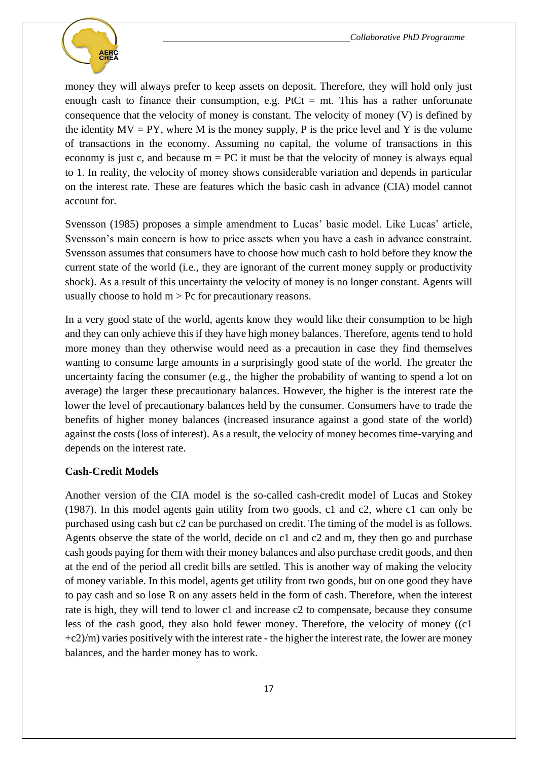money they will always prefer to keep assets on deposit. Therefore, they will hold only just enough cash to finance their consumption, e.g. $P_tC_t = m_t$. This has a rather unfortunate consequence that the velocity of money is constant. The velocity of money (V) is defined by the identity $MV = PY$, where M is the money supply, P is the price level and Y is the volume of transactions in the economy. Assuming no capital, the volume of transactions in this economy is just c, and because $m = PC$ it must be that the velocity of money is always equal to 1. In reality, the velocity of money shows considerable variation and depends in particular on the interest rate. These are features which the basic cash in advance (CIA) model cannot account for.

Svensson (1985) proposes a simple amendment to Lucas' basic model. Like Lucas' article, Svensson's main concern is how to price assets when you have a cash in advance constraint. Svensson assumes that consumers have to choose how much cash to hold before they know the current state of the world (i.e., they are ignorant of the current money supply or productivity shock). As a result of this uncertainty the velocity of money is no longer constant. Agents will usually choose to hold $m > Pc$ for precautionary reasons.

In a very good state of the world, agents know they would like their consumption to be high and they can only achieve this if they have high money balances. Therefore, agents tend to hold more money than they otherwise would need as a precaution in case they find themselves wanting to consume large amounts in a surprisingly good state of the world. The greater the uncertainty facing the consumer (e.g., the higher the probability of wanting to spend a lot on average) the larger these precautionary balances. However, the higher is the interest rate the lower the level of precautionary balances held by the consumer. Consumers have to trade the benefits of higher money balances (increased insurance against a good state of the world) against the costs (loss of interest). As a result, the velocity of money becomes time-varying and depends on the interest rate.

**Cash-Credit Models**

Another version of the CIA model is the so-called cash-credit model of Lucas and Stokey (1987). In this model agents gain utility from two goods, $c_1$ and $c_2$, where $c_1$ can only be purchased using cash but $c_2$ can be purchased on credit. The timing of the model is as follows. Agents observe the state of the world, decide on $c_1$ and $c_2$ and m, they then go and purchase cash goods paying for them with their money balances and also purchase credit goods, and then at the end of the period all credit bills are settled. This is another way of making the velocity of money variable. In this model, agents get utility from two goods, but on one good they have to pay cash and so lose R on any assets held in the form of cash. Therefore, when the interest rate is high, they will tend to lower $c_1$ and increase $c_2$ to compensate, because they consume less of the cash good, they also hold fewer money. Therefore, the velocity of money ($(c_1 + c_2)/m$) varies positively with the interest rate - the higher the interest rate, the lower are money balances, and the harder money has to work.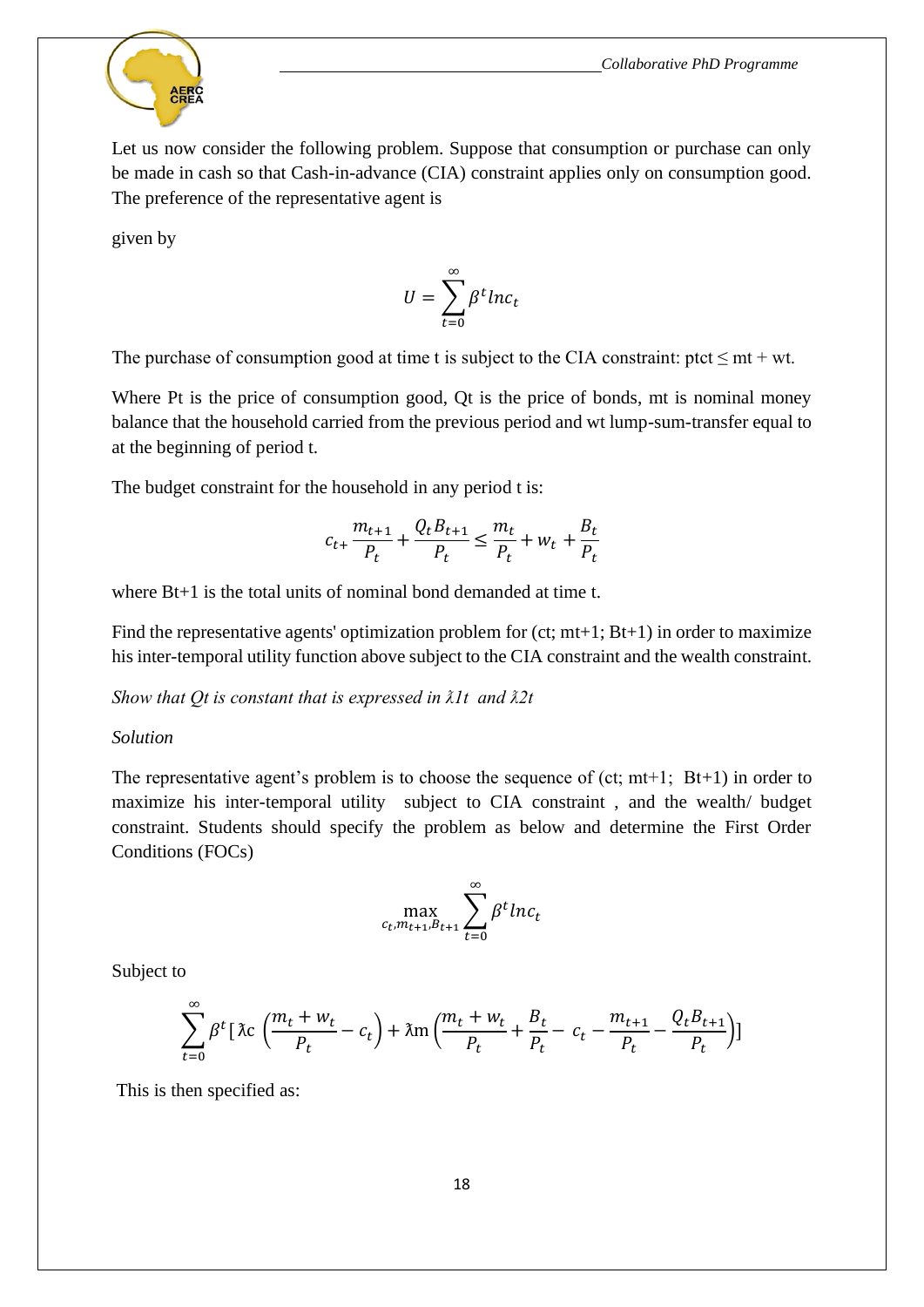Let us now consider the following problem. Suppose that consumption or purchase can only be made in cash so that Cash-in-advance (CIA) constraint applies only on consumption good. The preference of the representative agent is

given by

$$U = \sum_{t=0}^{\infty} \beta^t lnc_t$$

The purchase of consumption good at time t is subject to the CIA constraint: $p_t c_t \leq m_t + w_t$.

Where $P_t$ is the price of consumption good, $Q_t$ is the price of bonds, $m_t$ is nominal money balance that the household carried from the previous period and $w_t$ lump-sum-transfer equal to at the beginning of period t.

The budget constraint for the household in any period t is:

$$c_{t+} \frac{m_{t+1}}{P_t} + \frac{Q_t B_{t+1}}{P_t} \leq \frac{m_t}{P_t} + w_t + \frac{B_t}{P_t}$$

where $B_{t+1}$ is the total units of nominal bond demanded at time t.

Find the representative agents' optimization problem for ($c_t$; $m_{t+1}$; $B_{t+1}$) in order to maximize his inter-temporal utility function above subject to the CIA constraint and the wealth constraint.

*Show that $Q_t$ is constant that is expressed in $ƛ_{1t}$ and $ƛ_{2t}$*

*Solution*

The representative agent's problem is to choose the sequence of ($c_t$; $m_{t+1}$; $B_{t+1}$) in order to maximize his inter-temporal utility subject to CIA constraint , and the wealth/ budget constraint. Students should specify the problem as below and determine the First Order Conditions (FOCs)

$$\max_{c_t, m_{t+1}, B_{t+1}} \sum_{t=0}^{\infty} \beta^t lnc_t$$

Subject to

$$\sum_{t=0}^{\infty} \beta^t [ƛc \left(\frac{m_t + w_t}{P_t} - c_t\right) + ƛm \left(\frac{m_t + w_t}{P_t} + \frac{B_t}{P_t} - c_t - \frac{m_{t+1}}{P_t} - \frac{Q_t B_{t+1}}{P_t}\right)]$$

This is then specified as: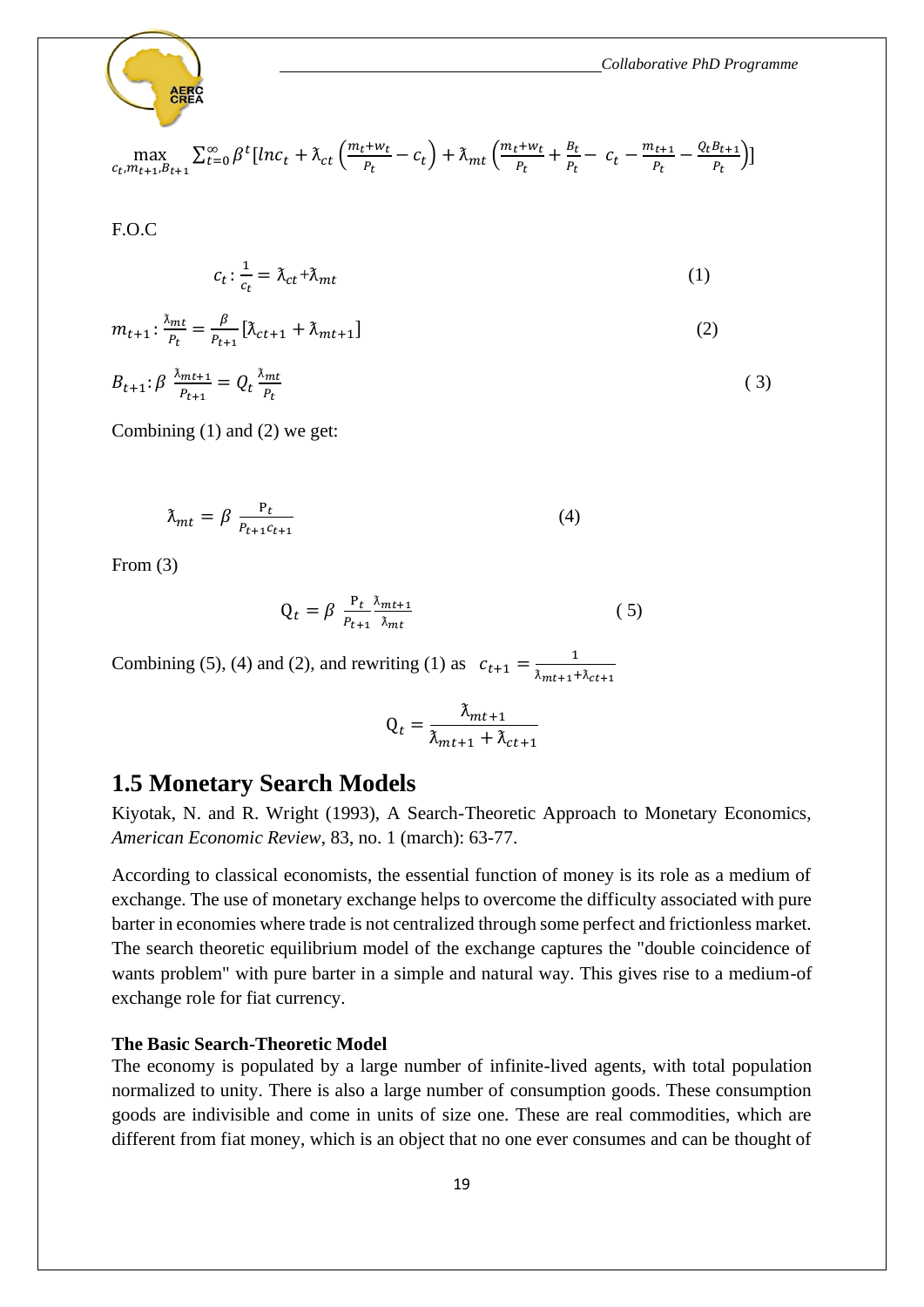$$\max_{c_t, m_{t+1}, B_{t+1}} \sum_{t=0}^{\infty} \beta^t [lnc_t + \lambda_{ct}\left(\frac{m_t + w_t}{P_t} - c_t\right) + \lambda_{mt}\left(\frac{m_t + w_t}{P_t} + \frac{B_t}{P_t} - c_t - \frac{m_{t+1}}{P_t} - \frac{Q_t B_{t+1}}{P_t}\right)]$$

F.O.C

$$c_t : \frac{1}{c_t} = \lambda_{ct} + \lambda_{mt} \tag{1}$$

$$m_{t+1} : \frac{\lambda_{mt}}{P_t} = \frac{\beta}{P_{t+1}}[\lambda_{ct+1} + \lambda_{mt+1}] \tag{2}$$

$$B_{t+1} : \beta \frac{\lambda_{mt+1}}{P_{t+1}} = Q_t \frac{\lambda_{mt}}{P_t} \tag{3}$$

Combining (1) and (2) we get:

$$\lambda_{mt} = \beta \frac{P_t}{P_{t+1} c_{t+1}} \tag{4}$$

From (3)

$$Q_t = \beta \frac{P_t}{P_{t+1}} \frac{\lambda_{mt+1}}{\lambda_{mt}} \tag{5}$$

Combining (5), (4) and (2), and rewriting (1) as $c_{t+1} = \frac{1}{\lambda_{mt+1} + \lambda_{ct+1}}$

$$Q_t = \frac{\lambda_{mt+1}}{\lambda_{mt+1} + \lambda_{ct+1}}$$

## 1.5 Monetary Search Models

Kiyotak, N. and R. Wright (1993), A Search-Theoretic Approach to Monetary Economics, *American Economic Review*, 83, no. 1 (march): 63-77.

According to classical economists, the essential function of money is its role as a medium of exchange. The use of monetary exchange helps to overcome the difficulty associated with pure barter in economies where trade is not centralized through some perfect and frictionless market. The search theoretic equilibrium model of the exchange captures the "double coincidence of wants problem" with pure barter in a simple and natural way. This gives rise to a medium-of exchange role for fiat currency.

**The Basic Search-Theoretic Model**

The economy is populated by a large number of infinite-lived agents, with total population normalized to unity. There is also a large number of consumption goods. These consumption goods are indivisible and come in units of size one. These are real commodities, which are different from fiat money, which is an object that no one ever consumes and can be thought of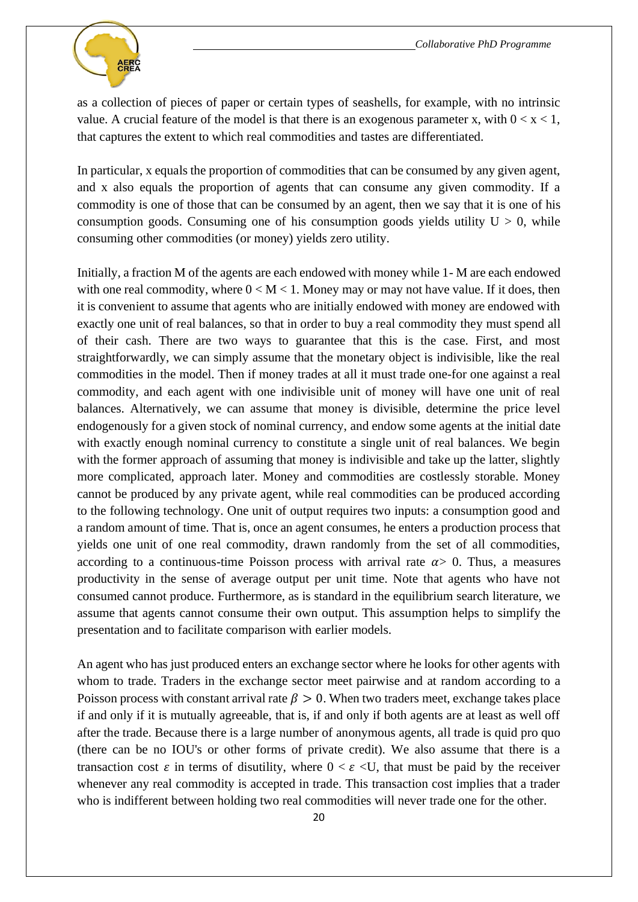as a collection of pieces of paper or certain types of seashells, for example, with no intrinsic value. A crucial feature of the model is that there is an exogenous parameter x, with $0 < x < 1$, that captures the extent to which real commodities and tastes are differentiated.

In particular, x equals the proportion of commodities that can be consumed by any given agent, and x also equals the proportion of agents that can consume any given commodity. If a commodity is one of those that can be consumed by an agent, then we say that it is one of his consumption goods. Consuming one of his consumption goods yields utility $U > 0$, while consuming other commodities (or money) yields zero utility.

Initially, a fraction M of the agents are each endowed with money while 1- M are each endowed with one real commodity, where $0 < M < 1$. Money may or may not have value. If it does, then it is convenient to assume that agents who are initially endowed with money are endowed with exactly one unit of real balances, so that in order to buy a real commodity they must spend all of their cash. There are two ways to guarantee that this is the case. First, and most straightforwardly, we can simply assume that the monetary object is indivisible, like the real commodities in the model. Then if money trades at all it must trade one-for one against a real commodity, and each agent with one indivisible unit of money will have one unit of real balances. Alternatively, we can assume that money is divisible, determine the price level endogenously for a given stock of nominal currency, and endow some agents at the initial date with exactly enough nominal currency to constitute a single unit of real balances. We begin with the former approach of assuming that money is indivisible and take up the latter, slightly more complicated, approach later. Money and commodities are costlessly storable. Money cannot be produced by any private agent, while real commodities can be produced according to the following technology. One unit of output requires two inputs: a consumption good and a random amount of time. That is, once an agent consumes, he enters a production process that yields one unit of one real commodity, drawn randomly from the set of all commodities, according to a continuous-time Poisson process with arrival rate $\alpha > 0$. Thus, a measures productivity in the sense of average output per unit time. Note that agents who have not consumed cannot produce. Furthermore, as is standard in the equilibrium search literature, we assume that agents cannot consume their own output. This assumption helps to simplify the presentation and to facilitate comparison with earlier models.

An agent who has just produced enters an exchange sector where he looks for other agents with whom to trade. Traders in the exchange sector meet pairwise and at random according to a Poisson process with constant arrival rate $\beta > 0$. When two traders meet, exchange takes place if and only if it is mutually agreeable, that is, if and only if both agents are at least as well off after the trade. Because there is a large number of anonymous agents, all trade is quid pro quo (there can be no IOU's or other forms of private credit). We also assume that there is a transaction cost $\varepsilon$ in terms of disutility, where $0 < \varepsilon < U$, that must be paid by the receiver whenever any real commodity is accepted in trade. This transaction cost implies that a trader who is indifferent between holding two real commodities will never trade one for the other.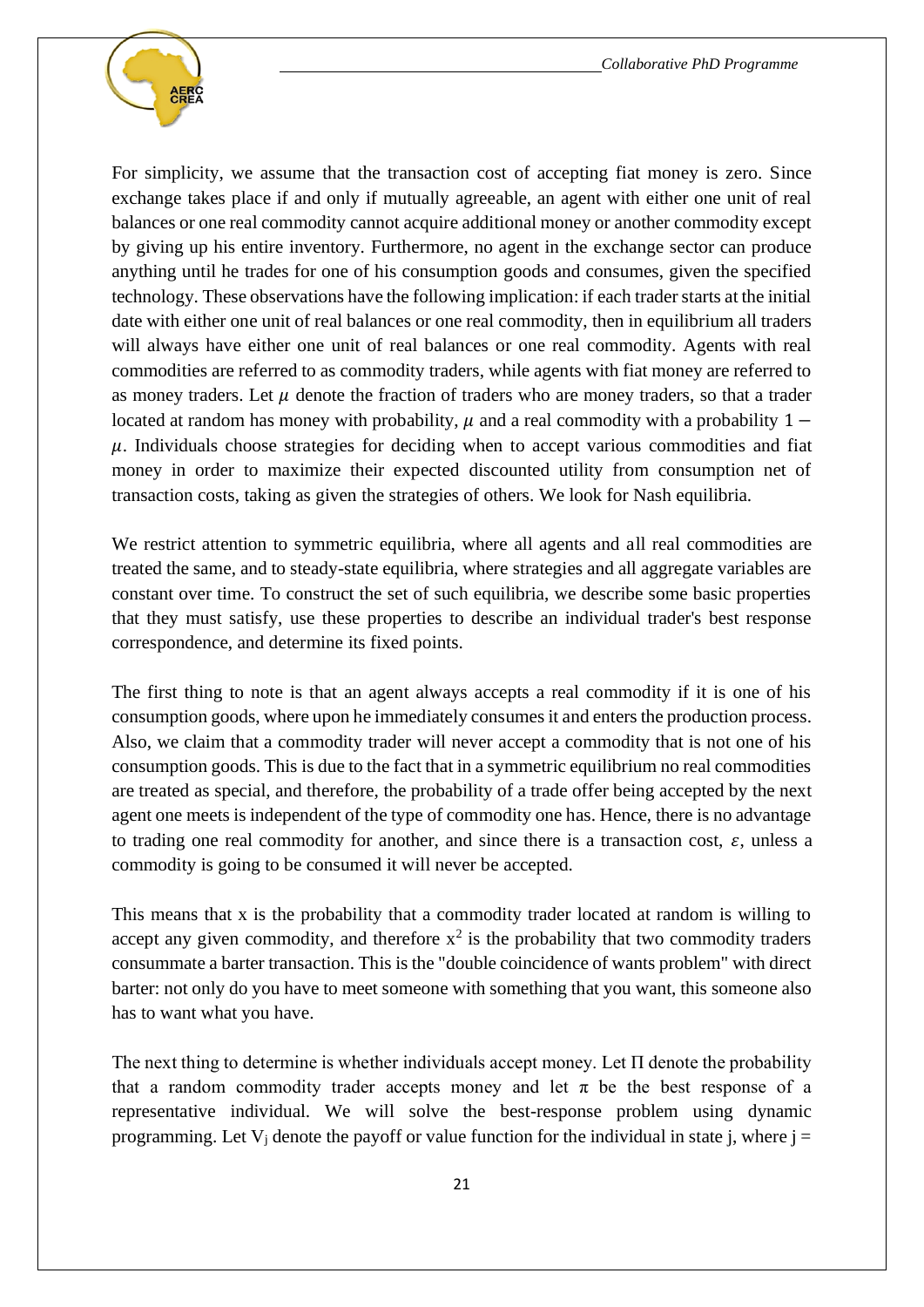For simplicity, we assume that the transaction cost of accepting fiat money is zero. Since exchange takes place if and only if mutually agreeable, an agent with either one unit of real balances or one real commodity cannot acquire additional money or another commodity except by giving up his entire inventory. Furthermore, no agent in the exchange sector can produce anything until he trades for one of his consumption goods and consumes, given the specified technology. These observations have the following implication: if each trader starts at the initial date with either one unit of real balances or one real commodity, then in equilibrium all traders will always have either one unit of real balances or one real commodity. Agents with real commodities are referred to as commodity traders, while agents with fiat money are referred to as money traders. Let $\mu$ denote the fraction of traders who are money traders, so that a trader located at random has money with probability, $\mu$ and a real commodity with a probability $1 - \mu$. Individuals choose strategies for deciding when to accept various commodities and fiat money in order to maximize their expected discounted utility from consumption net of transaction costs, taking as given the strategies of others. We look for Nash equilibria.

We restrict attention to symmetric equilibria, where all agents and all real commodities are treated the same, and to steady-state equilibria, where strategies and all aggregate variables are constant over time. To construct the set of such equilibria, we describe some basic properties that they must satisfy, use these properties to describe an individual trader's best response correspondence, and determine its fixed points.

The first thing to note is that an agent always accepts a real commodity if it is one of his consumption goods, where upon he immediately consumes it and enters the production process. Also, we claim that a commodity trader will never accept a commodity that is not one of his consumption goods. This is due to the fact that in a symmetric equilibrium no real commodities are treated as special, and therefore, the probability of a trade offer being accepted by the next agent one meets is independent of the type of commodity one has. Hence, there is no advantage to trading one real commodity for another, and since there is a transaction cost, $\varepsilon$, unless a commodity is going to be consumed it will never be accepted.

This means that x is the probability that a commodity trader located at random is willing to accept any given commodity, and therefore $x^2$ is the probability that two commodity traders consummate a barter transaction. This is the "double coincidence of wants problem" with direct barter: not only do you have to meet someone with something that you want, this someone also has to want what you have.

The next thing to determine is whether individuals accept money. Let $\Pi$ denote the probability that a random commodity trader accepts money and let $\pi$ be the best response of a representative individual. We will solve the best-response problem using dynamic programming. Let $V_j$ denote the payoff or value function for the individual in state j, where j =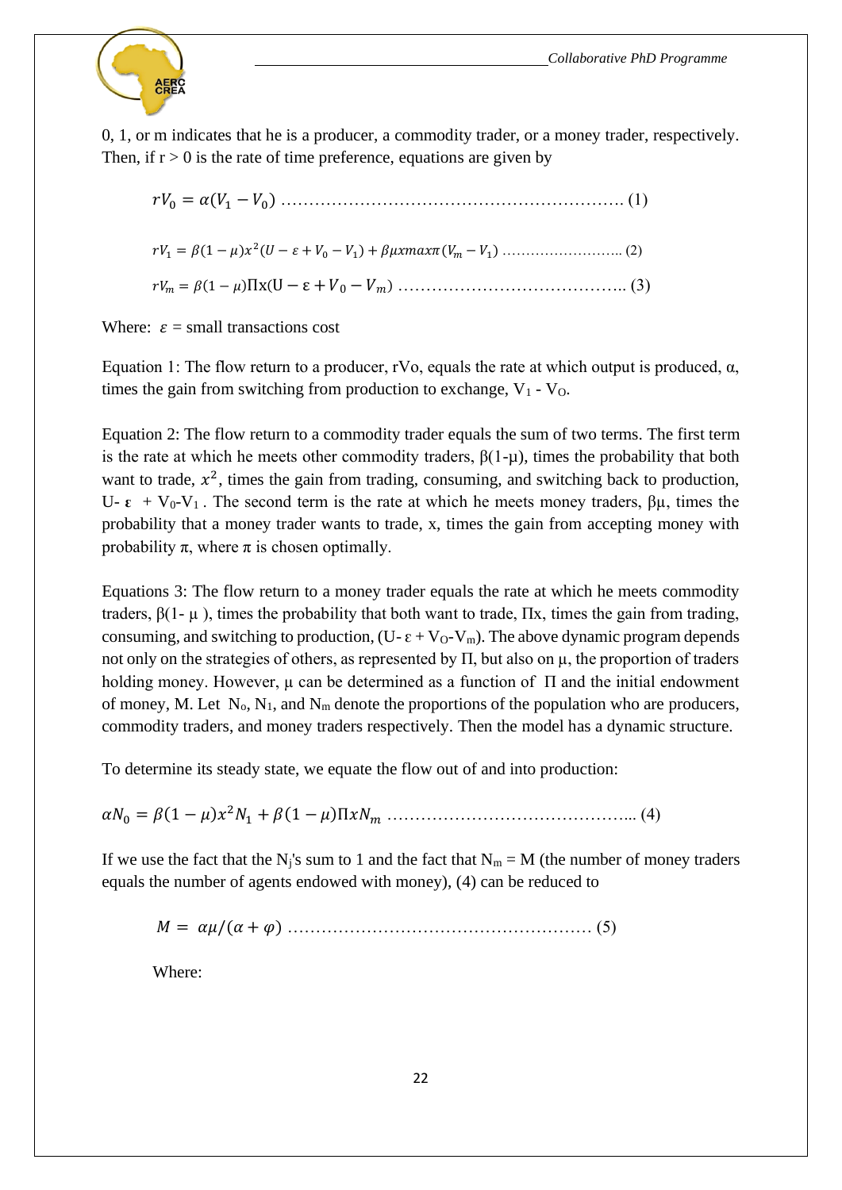0, 1, or m indicates that he is a producer, a commodity trader, or a money trader, respectively. Then, if $r > 0$ is the rate of time preference, equations are given by

$$rV_0 = \alpha(V_1 - V_0) \quad (1)$$

$$rV_1 = \beta(1-\mu)x^2(U - \varepsilon + V_0 - V_1) + \beta\mu x max\pi(V_m - V_1) \quad (2)$$

$$rV_m = \beta(1-\mu)\Pi x(U - \varepsilon + V_0 - V_m) \quad (3)$$

Where: $\varepsilon$ = small transactions cost

Equation 1: The flow return to a producer, $rV_0$, equals the rate at which output is produced, $\alpha$, times the gain from switching from production to exchange, $V_1 - V_0$.

Equation 2: The flow return to a commodity trader equals the sum of two terms. The first term is the rate at which he meets other commodity traders, $\beta(1-\mu)$, times the probability that both want to trade, $x^2$, times the gain from trading, consuming, and switching back to production, $U - \varepsilon + V_0 - V_1$. The second term is the rate at which he meets money traders, $\beta\mu$, times the probability that a money trader wants to trade, $x$, times the gain from accepting money with probability $\pi$, where $\pi$ is chosen optimally.

Equations 3: The flow return to a money trader equals the rate at which he meets commodity traders, $\beta(1-\mu)$, times the probability that both want to trade, $\Pi x$, times the gain from trading, consuming, and switching to production, $(U - \varepsilon + V_0 - V_m)$. The above dynamic program depends not only on the strategies of others, as represented by $\Pi$, but also on $\mu$, the proportion of traders holding money. However, $\mu$ can be determined as a function of $\Pi$ and the initial endowment of money, M. Let $N_o$, $N_1$, and $N_m$ denote the proportions of the population who are producers, commodity traders, and money traders respectively. Then the model has a dynamic structure.

To determine its steady state, we equate the flow out of and into production:

$$\alpha N_0 = \beta(1-\mu)x^2 N_1 + \beta(1-\mu)\Pi x N_m \quad (4)$$

If we use the fact that the $N_j$'s sum to 1 and the fact that $N_m = M$ (the number of money traders equals the number of agents endowed with money), (4) can be reduced to

$$M = \alpha\mu/(\alpha + \varphi) \quad (5)$$

Where: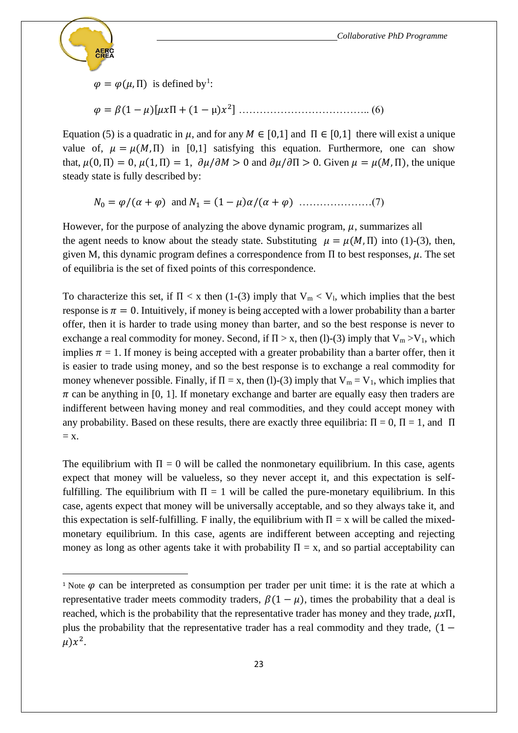$\varphi = \varphi(\mu, \Pi)$ is defined by[1]:

$$\varphi = \beta(1-\mu)[\mu x \Pi + (1-\mu)x^2] \quad \ldots\ldots\ldots\ldots\ldots\ldots\ldots\ldots\ldots\ldots\ldots.. (6)$$

Equation (5) is a quadratic in $\mu$, and for any $M \in [0,1]$ and $\Pi \in [0,1]$ there will exist a unique value of, $\mu = \mu(M, \Pi)$ in [0,1] satisfying this equation. Furthermore, one can show that, $\mu(0, \Pi) = 0$, $\mu(1, \Pi) = 1$, $\partial\mu/\partial M > 0$ and $\partial\mu/\partial\Pi > 0$. Given $\mu = \mu(M, \Pi)$, the unique steady state is fully described by:

$$N_0 = \varphi/(\alpha + \varphi) \text{ and } N_1 = (1-\mu)\alpha/(\alpha+\varphi) \quad \ldots\ldots\ldots\ldots\ldots\ldots\ldots(7)$$

However, for the purpose of analyzing the above dynamic program, $\mu$, summarizes all the agent needs to know about the steady state. Substituting $\mu = \mu(M, \Pi)$ into (1)-(3), then, given M, this dynamic program defines a correspondence from $\Pi$ to best responses, $\mu$. The set of equilibria is the set of fixed points of this correspondence.

To characterize this set, if $\Pi$ < x then (1-(3) imply that $V_m < V_l$, which implies that the best response is $\pi = 0$. Intuitively, if money is being accepted with a lower probability than a barter offer, then it is harder to trade using money than barter, and so the best response is never to exchange a real commodity for money. Second, if $\Pi$ > x, then (l)-(3) imply that $V_m > V_1$, which implies $\pi$ = 1. If money is being accepted with a greater probability than a barter offer, then it is easier to trade using money, and so the best response is to exchange a real commodity for money whenever possible. Finally, if $\Pi$ = x, then (l)-(3) imply that $V_m = V_1$, which implies that $\pi$ can be anything in [0, 1]. If monetary exchange and barter are equally easy then traders are indifferent between having money and real commodities, and they could accept money with any probability. Based on these results, there are exactly three equilibria: $\Pi$ = 0, $\Pi$ = 1, and $\Pi$ = x.

The equilibrium with $\Pi$ = 0 will be called the nonmonetary equilibrium. In this case, agents expect that money will be valueless, so they never accept it, and this expectation is self-fulfilling. The equilibrium with $\Pi$ = 1 will be called the pure-monetary equilibrium. In this case, agents expect that money will be universally acceptable, and so they always take it, and this expectation is self-fulfilling. F inally, the equilibrium with $\Pi$ = x will be called the mixed-monetary equilibrium. In this case, agents are indifferent between accepting and rejecting money as long as other agents take it with probability $\Pi$ = x, and so partial acceptability can

---

[1] Note $\varphi$ can be interpreted as consumption per trader per unit time: it is the rate at which a representative trader meets commodity traders, $\beta(1-\mu)$, times the probability that a deal is reached, which is the probability that the representative trader has money and they trade, $\mu x \Pi$, plus the probability that the representative trader has a real commodity and they trade, $(1-\mu)x^2$.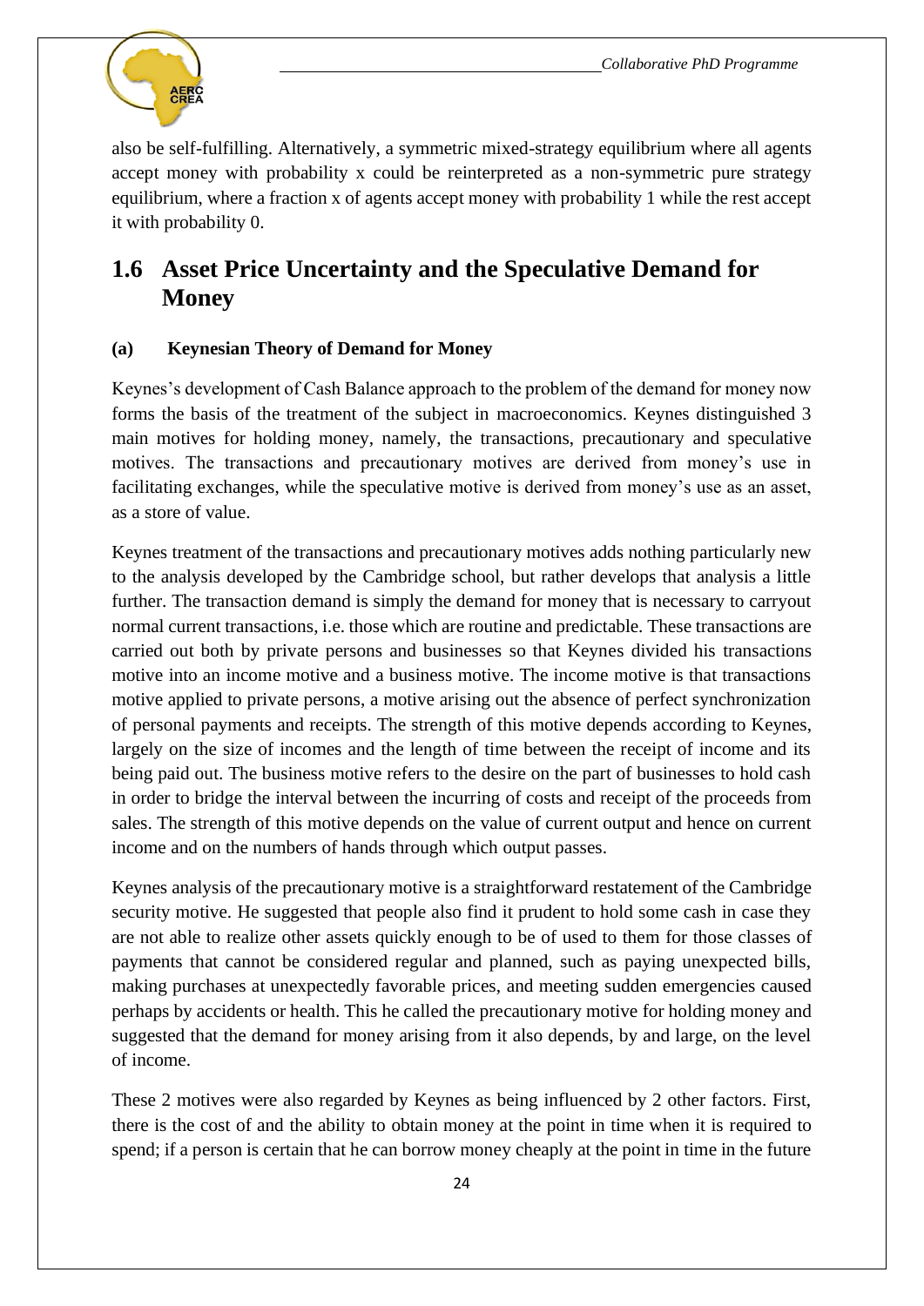also be self-fulfilling. Alternatively, a symmetric mixed-strategy equilibrium where all agents accept money with probability x could be reinterpreted as a non-symmetric pure strategy equilibrium, where a fraction x of agents accept money with probability 1 while the rest accept it with probability 0.

## 1.6 Asset Price Uncertainty and the Speculative Demand for Money

### (a) Keynesian Theory of Demand for Money

Keynes's development of Cash Balance approach to the problem of the demand for money now forms the basis of the treatment of the subject in macroeconomics. Keynes distinguished 3 main motives for holding money, namely, the transactions, precautionary and speculative motives. The transactions and precautionary motives are derived from money's use in facilitating exchanges, while the speculative motive is derived from money's use as an asset, as a store of value.

Keynes treatment of the transactions and precautionary motives adds nothing particularly new to the analysis developed by the Cambridge school, but rather develops that analysis a little further. The transaction demand is simply the demand for money that is necessary to carryout normal current transactions, i.e. those which are routine and predictable. These transactions are carried out both by private persons and businesses so that Keynes divided his transactions motive into an income motive and a business motive. The income motive is that transactions motive applied to private persons, a motive arising out the absence of perfect synchronization of personal payments and receipts. The strength of this motive depends according to Keynes, largely on the size of incomes and the length of time between the receipt of income and its being paid out. The business motive refers to the desire on the part of businesses to hold cash in order to bridge the interval between the incurring of costs and receipt of the proceeds from sales. The strength of this motive depends on the value of current output and hence on current income and on the numbers of hands through which output passes.

Keynes analysis of the precautionary motive is a straightforward restatement of the Cambridge security motive. He suggested that people also find it prudent to hold some cash in case they are not able to realize other assets quickly enough to be of used to them for those classes of payments that cannot be considered regular and planned, such as paying unexpected bills, making purchases at unexpectedly favorable prices, and meeting sudden emergencies caused perhaps by accidents or health. This he called the precautionary motive for holding money and suggested that the demand for money arising from it also depends, by and large, on the level of income.

These 2 motives were also regarded by Keynes as being influenced by 2 other factors. First, there is the cost of and the ability to obtain money at the point in time when it is required to spend; if a person is certain that he can borrow money cheaply at the point in time in the future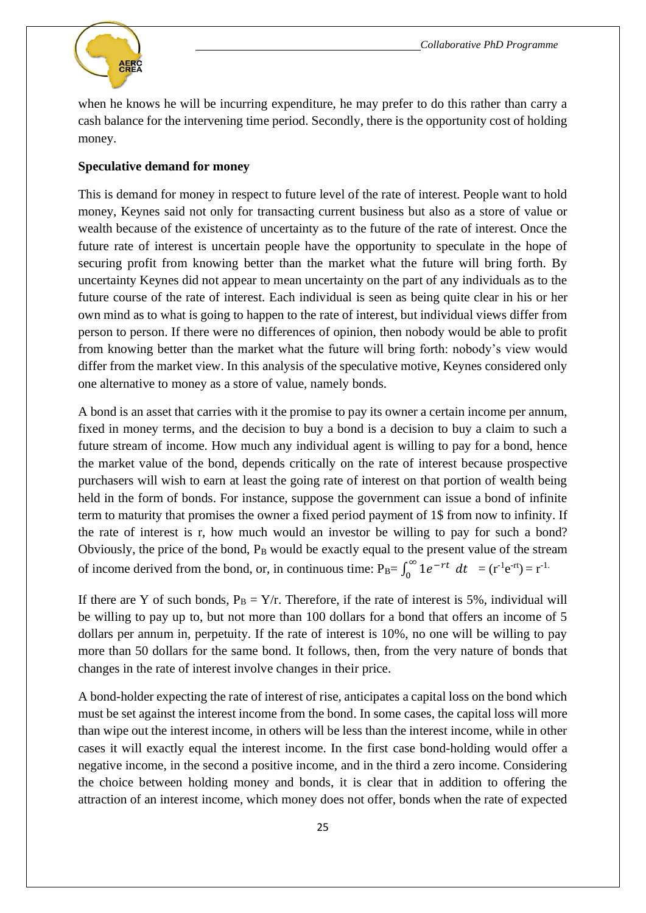when he knows he will be incurring expenditure, he may prefer to do this rather than carry a cash balance for the intervening time period. Secondly, there is the opportunity cost of holding money.

**Speculative demand for money**

This is demand for money in respect to future level of the rate of interest. People want to hold money, Keynes said not only for transacting current business but also as a store of value or wealth because of the existence of uncertainty as to the future of the rate of interest. Once the future rate of interest is uncertain people have the opportunity to speculate in the hope of securing profit from knowing better than the market what the future will bring forth. By uncertainty Keynes did not appear to mean uncertainty on the part of any individuals as to the future course of the rate of interest. Each individual is seen as being quite clear in his or her own mind as to what is going to happen to the rate of interest, but individual views differ from person to person. If there were no differences of opinion, then nobody would be able to profit from knowing better than the market what the future will bring forth: nobody's view would differ from the market view. In this analysis of the speculative motive, Keynes considered only one alternative to money as a store of value, namely bonds.

A bond is an asset that carries with it the promise to pay its owner a certain income per annum, fixed in money terms, and the decision to buy a bond is a decision to buy a claim to such a future stream of income. How much any individual agent is willing to pay for a bond, hence the market value of the bond, depends critically on the rate of interest because prospective purchasers will wish to earn at least the going rate of interest on that portion of wealth being held in the form of bonds. For instance, suppose the government can issue a bond of infinite term to maturity that promises the owner a fixed period payment of 1$ from now to infinity. If the rate of interest is r, how much would an investor be willing to pay for such a bond? Obviously, the price of the bond, $P_B$ would be exactly equal to the present value of the stream of income derived from the bond, or, in continuous time: $P_B = \int_0^{\infty} 1e^{-rt}\, dt = (r^{-1}e^{-rt}) = r^{-1.}$

If there are Y of such bonds, $P_B = Y/r$. Therefore, if the rate of interest is 5%, individual will be willing to pay up to, but not more than 100 dollars for a bond that offers an income of 5 dollars per annum in, perpetuity. If the rate of interest is 10%, no one will be willing to pay more than 50 dollars for the same bond. It follows, then, from the very nature of bonds that changes in the rate of interest involve changes in their price.

A bond-holder expecting the rate of interest of rise, anticipates a capital loss on the bond which must be set against the interest income from the bond. In some cases, the capital loss will more than wipe out the interest income, in others will be less than the interest income, while in other cases it will exactly equal the interest income. In the first case bond-holding would offer a negative income, in the second a positive income, and in the third a zero income. Considering the choice between holding money and bonds, it is clear that in addition to offering the attraction of an interest income, which money does not offer, bonds when the rate of expected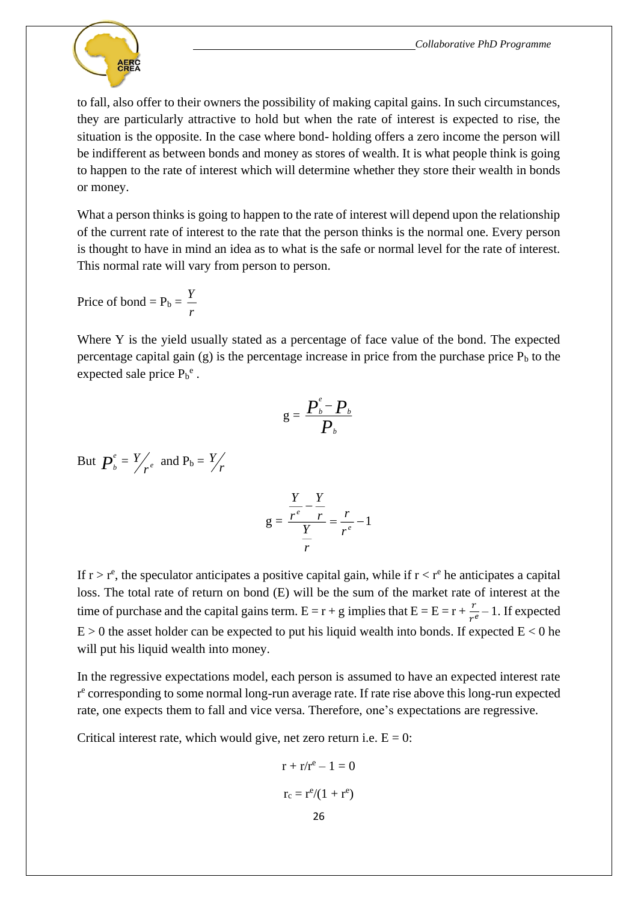to fall, also offer to their owners the possibility of making capital gains. In such circumstances, they are particularly attractive to hold but when the rate of interest is expected to rise, the situation is the opposite. In the case where bond- holding offers a zero income the person will be indifferent as between bonds and money as stores of wealth. It is what people think is going to happen to the rate of interest which will determine whether they store their wealth in bonds or money.

What a person thinks is going to happen to the rate of interest will depend upon the relationship of the current rate of interest to the rate that the person thinks is the normal one. Every person is thought to have in mind an idea as to what is the safe or normal level for the rate of interest. This normal rate will vary from person to person.

Price of bond = $P_b = \frac{Y}{r}$

Where Y is the yield usually stated as a percentage of face value of the bond. The expected percentage capital gain (g) is the percentage increase in price from the purchase price $P_b$ to the expected sale price $P_b^e$ .

$$g = \frac{P_b^e - P_b}{P_b}$$

But $P_b^e = Y/r^e$ and $P_b = Y/r$

$$g = \frac{\frac{Y}{r^e} - \frac{Y}{r}}{\frac{Y}{r}} = \frac{r}{r^e} - 1$$

If $r > r^e$, the speculator anticipates a positive capital gain, while if $r < r^e$ he anticipates a capital loss. The total rate of return on bond (E) will be the sum of the market rate of interest at the time of purchase and the capital gains term. $E = r + g$ implies that $E = E = r + \frac{r}{r^e} - 1$. If expected $E > 0$ the asset holder can be expected to put his liquid wealth into bonds. If expected $E < 0$ he will put his liquid wealth into money.

In the regressive expectations model, each person is assumed to have an expected interest rate $r^e$ corresponding to some normal long-run average rate. If rate rise above this long-run expected rate, one expects them to fall and vice versa. Therefore, one's expectations are regressive.

Critical interest rate, which would give, net zero return i.e. $E = 0$:

$$r + r/r^e - 1 = 0$$

$$r_c = r^e/(1 + r^e)$$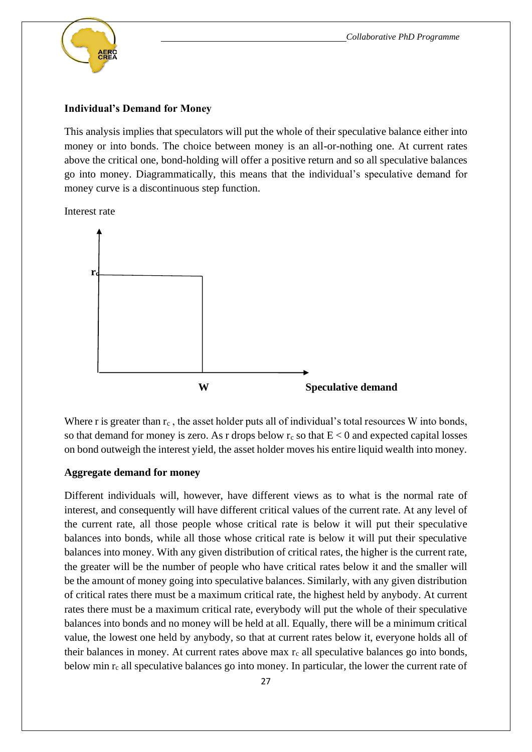### Individual's Demand for Money

This analysis implies that speculators will put the whole of their speculative balance either into money or into bonds. The choice between money is an all-or-nothing one. At current rates above the critical one, bond-holding will offer a positive return and so all speculative balances go into money. Diagrammatically, this means that the individual's speculative demand for money curve is a discontinuous step function.

Interest rate

$r_c$

W

**Speculative demand**

Where r is greater than $r_c$ , the asset holder puts all of individual's total resources W into bonds, so that demand for money is zero. As r drops below $r_c$ so that $E < 0$ and expected capital losses on bond outweigh the interest yield, the asset holder moves his entire liquid wealth into money.

### Aggregate demand for money

Different individuals will, however, have different views as to what is the normal rate of interest, and consequently will have different critical values of the current rate. At any level of the current rate, all those people whose critical rate is below it will put their speculative balances into bonds, while all those whose critical rate is below it will put their speculative balances into money. With any given distribution of critical rates, the higher is the current rate, the greater will be the number of people who have critical rates below it and the smaller will be the amount of money going into speculative balances. Similarly, with any given distribution of critical rates there must be a maximum critical rate, the highest held by anybody. At current rates there must be a maximum critical rate, everybody will put the whole of their speculative balances into bonds and no money will be held at all. Equally, there will be a minimum critical value, the lowest one held by anybody, so that at current rates below it, everyone holds all of their balances in money. At current rates above max $r_c$ all speculative balances go into bonds, below min $r_c$ all speculative balances go into money. In particular, the lower the current rate of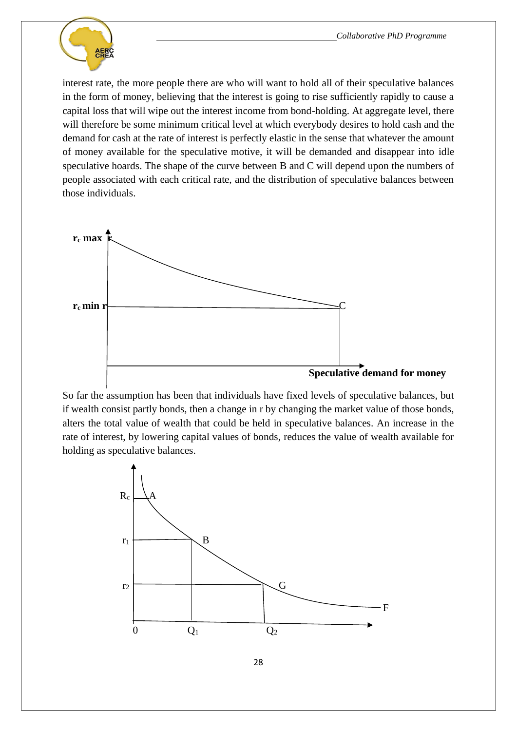interest rate, the more people there are who will want to hold all of their speculative balances in the form of money, believing that the interest is going to rise sufficiently rapidly to cause a capital loss that will wipe out the interest income from bond-holding. At aggregate level, there will therefore be some minimum critical level at which everybody desires to hold cash and the demand for cash at the rate of interest is perfectly elastic in the sense that whatever the amount of money available for the speculative motive, it will be demanded and disappear into idle speculative hoards. The shape of the curve between B and C will depend upon the numbers of people associated with each critical rate, and the distribution of speculative balances between those individuals.

So far the assumption has been that individuals have fixed levels of speculative balances, but if wealth consist partly bonds, then a change in r by changing the market value of those bonds, alters the total value of wealth that could be held in speculative balances. An increase in the rate of interest, by lowering capital values of bonds, reduces the value of wealth available for holding as speculative balances.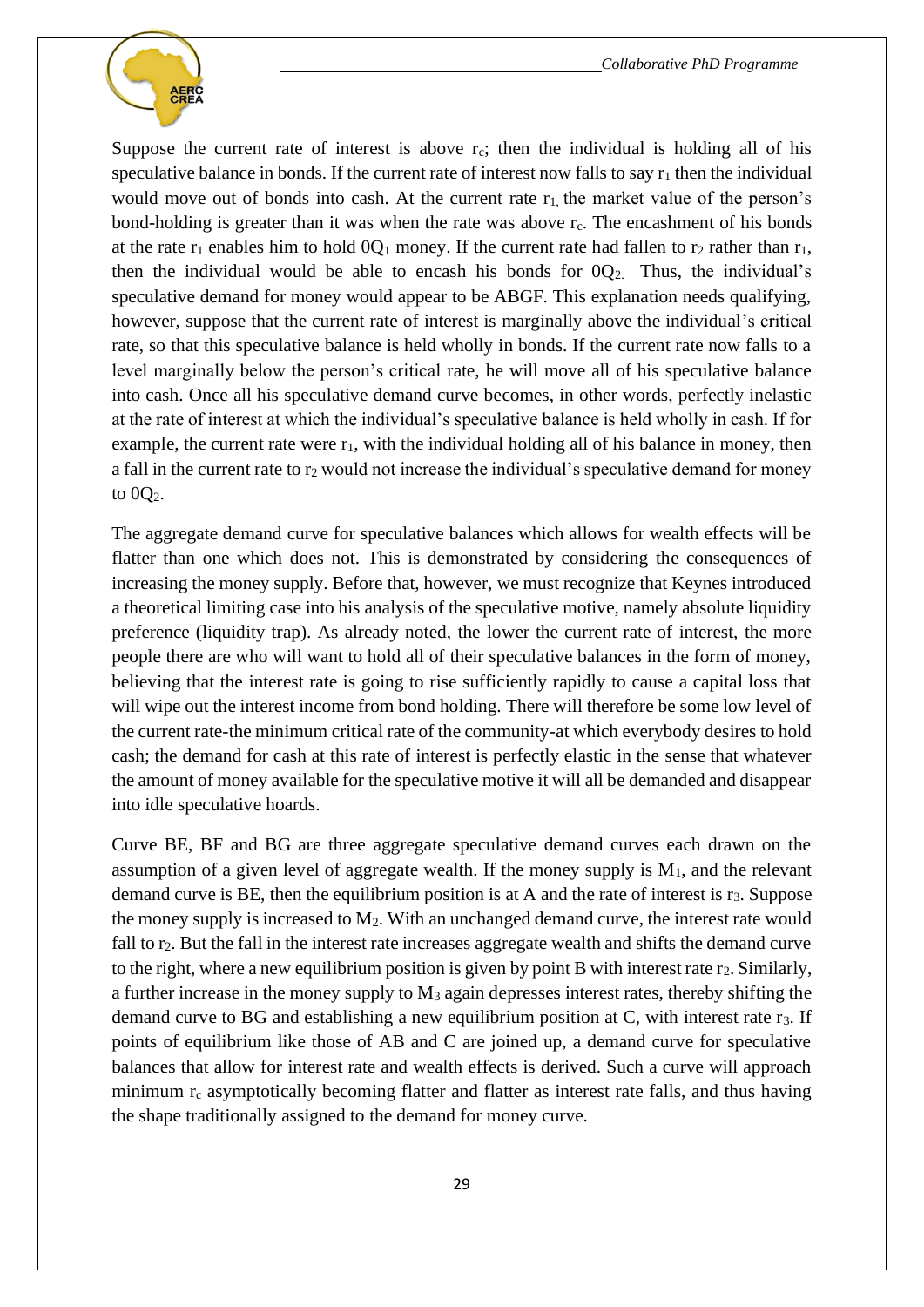Suppose the current rate of interest is above $r_c$; then the individual is holding all of his speculative balance in bonds. If the current rate of interest now falls to say $r_1$ then the individual would move out of bonds into cash. At the current rate $r_1$, the market value of the person's bond-holding is greater than it was when the rate was above $r_c$. The encashment of his bonds at the rate $r_1$ enables him to hold $0Q_1$ money. If the current rate had fallen to $r_2$ rather than $r_1$, then the individual would be able to encash his bonds for $0Q_2$. Thus, the individual's speculative demand for money would appear to be ABGF. This explanation needs qualifying, however, suppose that the current rate of interest is marginally above the individual's critical rate, so that this speculative balance is held wholly in bonds. If the current rate now falls to a level marginally below the person's critical rate, he will move all of his speculative balance into cash. Once all his speculative demand curve becomes, in other words, perfectly inelastic at the rate of interest at which the individual's speculative balance is held wholly in cash. If for example, the current rate were $r_1$, with the individual holding all of his balance in money, then a fall in the current rate to $r_2$ would not increase the individual's speculative demand for money to $0Q_2$.

The aggregate demand curve for speculative balances which allows for wealth effects will be flatter than one which does not. This is demonstrated by considering the consequences of increasing the money supply. Before that, however, we must recognize that Keynes introduced a theoretical limiting case into his analysis of the speculative motive, namely absolute liquidity preference (liquidity trap). As already noted, the lower the current rate of interest, the more people there are who will want to hold all of their speculative balances in the form of money, believing that the interest rate is going to rise sufficiently rapidly to cause a capital loss that will wipe out the interest income from bond holding. There will therefore be some low level of the current rate-the minimum critical rate of the community-at which everybody desires to hold cash; the demand for cash at this rate of interest is perfectly elastic in the sense that whatever the amount of money available for the speculative motive it will all be demanded and disappear into idle speculative hoards.

Curve BE, BF and BG are three aggregate speculative demand curves each drawn on the assumption of a given level of aggregate wealth. If the money supply is $M_1$, and the relevant demand curve is BE, then the equilibrium position is at A and the rate of interest is $r_3$. Suppose the money supply is increased to $M_2$. With an unchanged demand curve, the interest rate would fall to $r_2$. But the fall in the interest rate increases aggregate wealth and shifts the demand curve to the right, where a new equilibrium position is given by point B with interest rate $r_2$. Similarly, a further increase in the money supply to $M_3$ again depresses interest rates, thereby shifting the demand curve to BG and establishing a new equilibrium position at C, with interest rate $r_3$. If points of equilibrium like those of AB and C are joined up, a demand curve for speculative balances that allow for interest rate and wealth effects is derived. Such a curve will approach minimum $r_c$ asymptotically becoming flatter and flatter as interest rate falls, and thus having the shape traditionally assigned to the demand for money curve.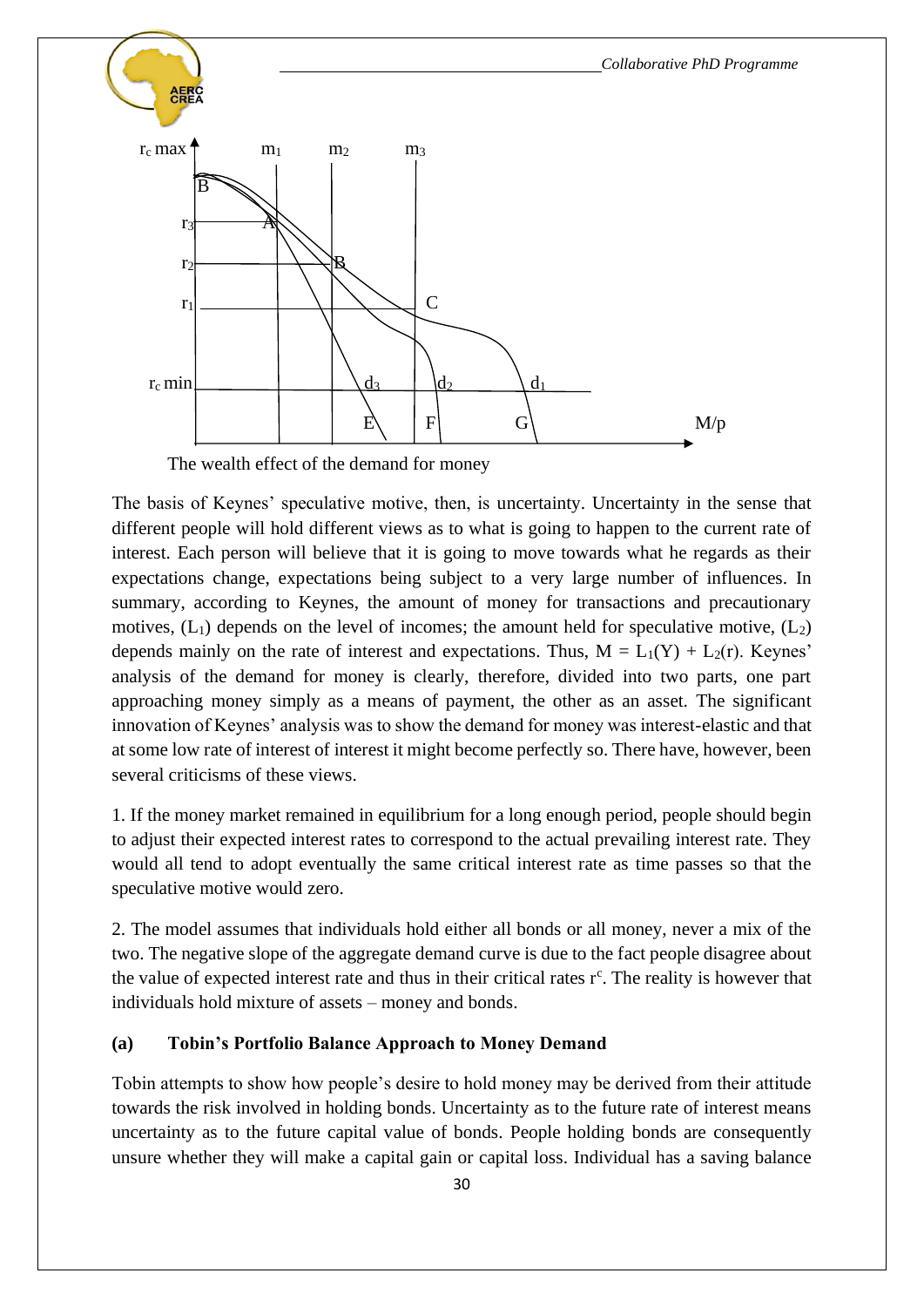The wealth effect of the demand for money

The basis of Keynes' speculative motive, then, is uncertainty. Uncertainty in the sense that different people will hold different views as to what is going to happen to the current rate of interest. Each person will believe that it is going to move towards what he regards as their expectations change, expectations being subject to a very large number of influences. In summary, according to Keynes, the amount of money for transactions and precautionary motives, ($L_1$) depends on the level of incomes; the amount held for speculative motive, ($L_2$) depends mainly on the rate of interest and expectations. Thus, $M = L_1(Y) + L_2(r)$. Keynes' analysis of the demand for money is clearly, therefore, divided into two parts, one part approaching money simply as a means of payment, the other as an asset. The significant innovation of Keynes' analysis was to show the demand for money was interest-elastic and that at some low rate of interest of interest it might become perfectly so. There have, however, been several criticisms of these views.

1. If the money market remained in equilibrium for a long enough period, people should begin to adjust their expected interest rates to correspond to the actual prevailing interest rate. They would all tend to adopt eventually the same critical interest rate as time passes so that the speculative motive would zero.

2. The model assumes that individuals hold either all bonds or all money, never a mix of the two. The negative slope of the aggregate demand curve is due to the fact people disagree about the value of expected interest rate and thus in their critical rates $r^c$. The reality is however that individuals hold mixture of assets – money and bonds.

### (a) Tobin's Portfolio Balance Approach to Money Demand

Tobin attempts to show how people's desire to hold money may be derived from their attitude towards the risk involved in holding bonds. Uncertainty as to the future rate of interest means uncertainty as to the future capital value of bonds. People holding bonds are consequently unsure whether they will make a capital gain or capital loss. Individual has a saving balance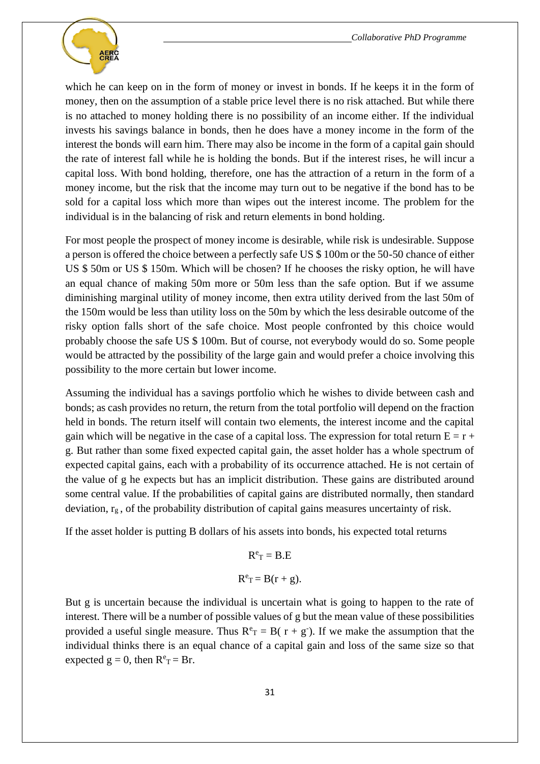which he can keep on in the form of money or invest in bonds. If he keeps it in the form of money, then on the assumption of a stable price level there is no risk attached. But while there is no attached to money holding there is no possibility of an income either. If the individual invests his savings balance in bonds, then he does have a money income in the form of the interest the bonds will earn him. There may also be income in the form of a capital gain should the rate of interest fall while he is holding the bonds. But if the interest rises, he will incur a capital loss. With bond holding, therefore, one has the attraction of a return in the form of a money income, but the risk that the income may turn out to be negative if the bond has to be sold for a capital loss which more than wipes out the interest income. The problem for the individual is in the balancing of risk and return elements in bond holding.

For most people the prospect of money income is desirable, while risk is undesirable. Suppose a person is offered the choice between a perfectly safe US $ 100m or the 50-50 chance of either US $ 50m or US $ 150m. Which will be chosen? If he chooses the risky option, he will have an equal chance of making 50m more or 50m less than the safe option. But if we assume diminishing marginal utility of money income, then extra utility derived from the last 50m of the 150m would be less than utility loss on the 50m by which the less desirable outcome of the risky option falls short of the safe choice. Most people confronted by this choice would probably choose the safe US $ 100m. But of course, not everybody would do so. Some people would be attracted by the possibility of the large gain and would prefer a choice involving this possibility to the more certain but lower income.

Assuming the individual has a savings portfolio which he wishes to divide between cash and bonds; as cash provides no return, the return from the total portfolio will depend on the fraction held in bonds. The return itself will contain two elements, the interest income and the capital gain which will be negative in the case of a capital loss. The expression for total return $E = r + g$. But rather than some fixed expected capital gain, the asset holder has a whole spectrum of expected capital gains, each with a probability of its occurrence attached. He is not certain of the value of g he expects but has an implicit distribution. These gains are distributed around some central value. If the probabilities of capital gains are distributed normally, then standard deviation, $r_g$, of the probability distribution of capital gains measures uncertainty of risk.

If the asset holder is putting B dollars of his assets into bonds, his expected total returns

$$R^e_T = B.E$$

$$R^e_T = B(r + g).$$

But g is uncertain because the individual is uncertain what is going to happen to the rate of interest. There will be a number of possible values of g but the mean value of these possibilities provided a useful single measure. Thus $R^e_T = B(r + g^-)$. If we make the assumption that the individual thinks there is an equal chance of a capital gain and loss of the same size so that expected $g = 0$, then $R^e_T = Br$.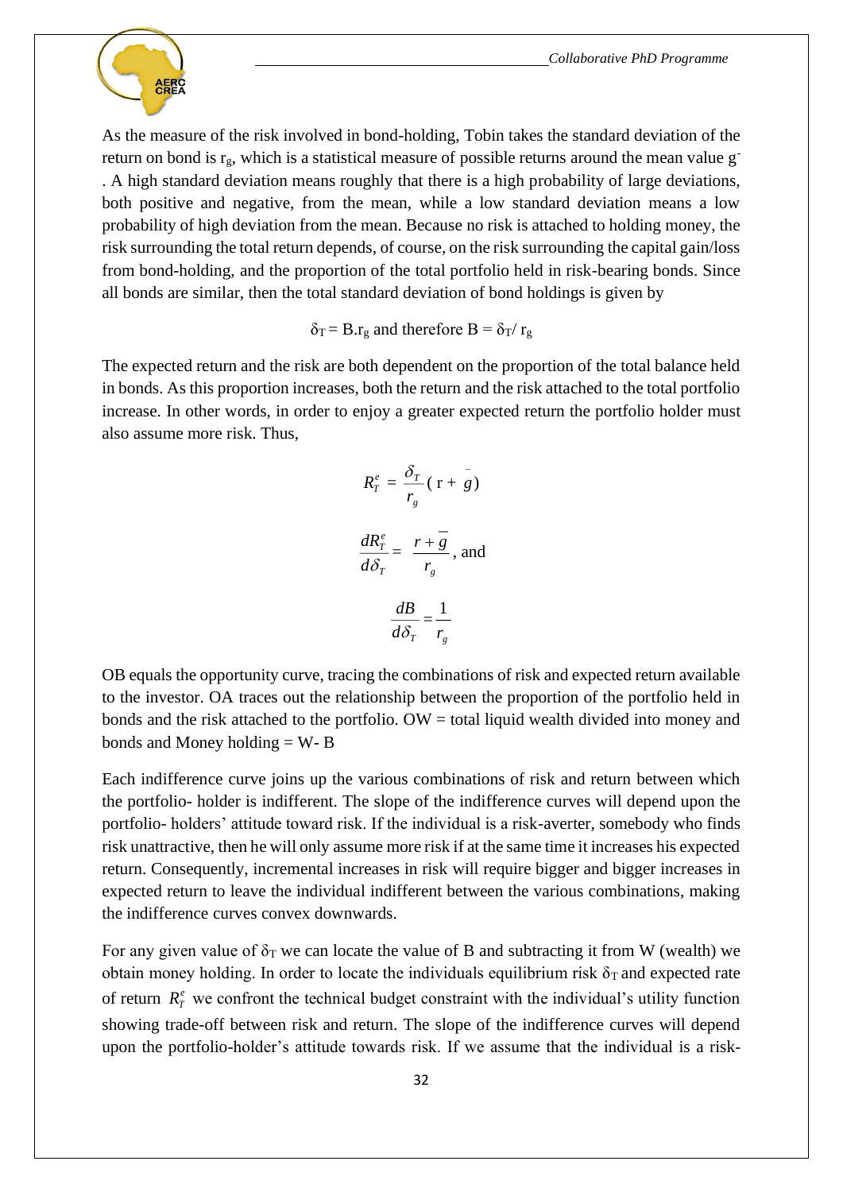As the measure of the risk involved in bond-holding, Tobin takes the standard deviation of the return on bond is $r_g$, which is a statistical measure of possible returns around the mean value $\bar{g}$. A high standard deviation means roughly that there is a high probability of large deviations, both positive and negative, from the mean, while a low standard deviation means a low probability of high deviation from the mean. Because no risk is attached to holding money, the risk surrounding the total return depends, of course, on the risk surrounding the capital gain/loss from bond-holding, and the proportion of the total portfolio held in risk-bearing bonds. Since all bonds are similar, then the total standard deviation of bond holdings is given by

$$\delta_T = B.r_g \text{ and therefore } B = \delta_T / r_g$$

The expected return and the risk are both dependent on the proportion of the total balance held in bonds. As this proportion increases, both the return and the risk attached to the total portfolio increase. In other words, in order to enjoy a greater expected return the portfolio holder must also assume more risk. Thus,

$$R_T^e = \frac{\delta_T}{r_g}(\mathrm{r} + \bar{g})$$

$$\frac{dR_T^e}{d\delta_T} = \frac{r + \bar{g}}{r_g}, \text{ and}$$

$$\frac{dB}{d\delta_T} = \frac{1}{r_g}$$

OB equals the opportunity curve, tracing the combinations of risk and expected return available to the investor. OA traces out the relationship between the proportion of the portfolio held in bonds and the risk attached to the portfolio. OW = total liquid wealth divided into money and bonds and Money holding = W- B

Each indifference curve joins up the various combinations of risk and return between which the portfolio- holder is indifferent. The slope of the indifference curves will depend upon the portfolio- holders' attitude toward risk. If the individual is a risk-averter, somebody who finds risk unattractive, then he will only assume more risk if at the same time it increases his expected return. Consequently, incremental increases in risk will require bigger and bigger increases in expected return to leave the individual indifferent between the various combinations, making the indifference curves convex downwards.

For any given value of $\delta_T$ we can locate the value of B and subtracting it from W (wealth) we obtain money holding. In order to locate the individuals equilibrium risk $\delta_T$ and expected rate of return $R_T^e$ we confront the technical budget constraint with the individual's utility function showing trade-off between risk and return. The slope of the indifference curves will depend upon the portfolio-holder's attitude towards risk. If we assume that the individual is a risk-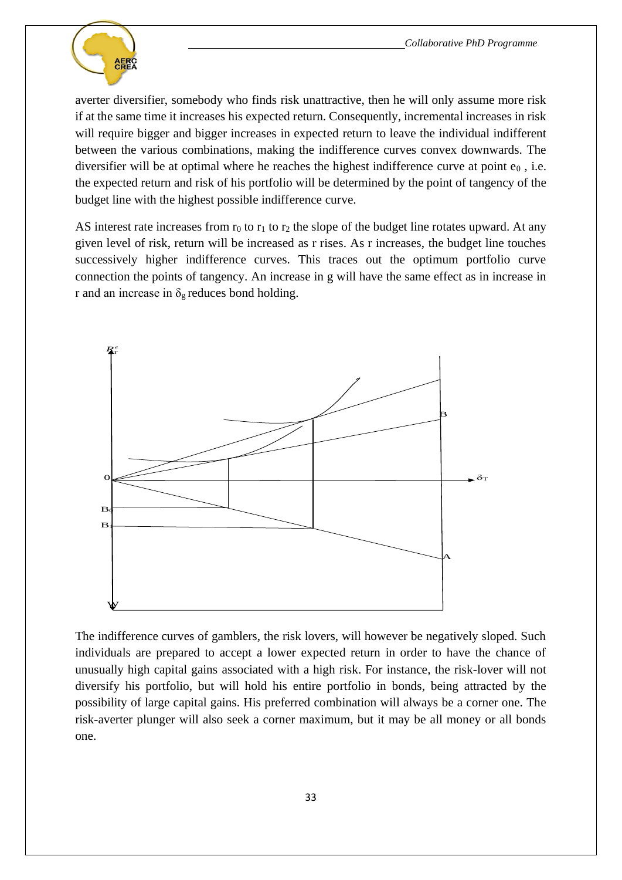averter diversifier, somebody who finds risk unattractive, then he will only assume more risk if at the same time it increases his expected return. Consequently, incremental increases in risk will require bigger and bigger increases in expected return to leave the individual indifferent between the various combinations, making the indifference curves convex downwards. The diversifier will be at optimal where he reaches the highest indifference curve at point $e_0$ , i.e. the expected return and risk of his portfolio will be determined by the point of tangency of the budget line with the highest possible indifference curve.

AS interest rate increases from $r_0$ to $r_1$ to $r_2$ the slope of the budget line rotates upward. At any given level of risk, return will be increased as r rises. As r increases, the budget line touches successively higher indifference curves. This traces out the optimum portfolio curve connection the points of tangency. An increase in g will have the same effect as in increase in r and an increase in $\delta_g$ reduces bond holding.

The indifference curves of gamblers, the risk lovers, will however be negatively sloped. Such individuals are prepared to accept a lower expected return in order to have the chance of unusually high capital gains associated with a high risk. For instance, the risk-lover will not diversify his portfolio, but will hold his entire portfolio in bonds, being attracted by the possibility of large capital gains. His preferred combination will always be a corner one. The risk-averter plunger will also seek a corner maximum, but it may be all money or all bonds one.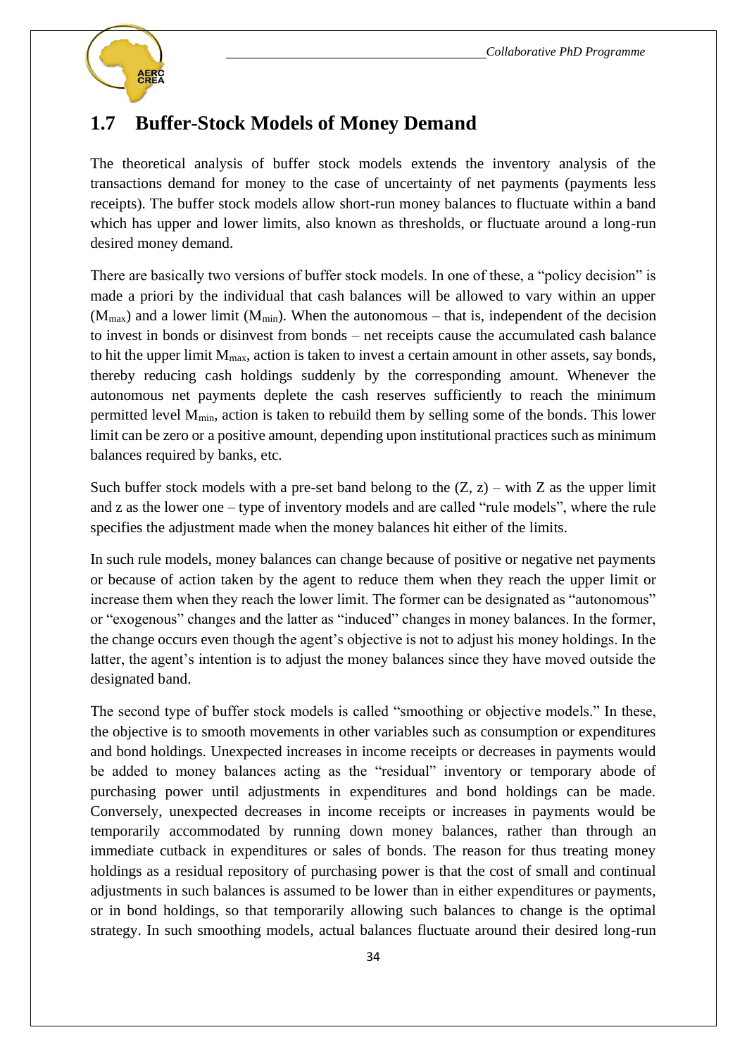## 1.7 Buffer-Stock Models of Money Demand

The theoretical analysis of buffer stock models extends the inventory analysis of the transactions demand for money to the case of uncertainty of net payments (payments less receipts). The buffer stock models allow short-run money balances to fluctuate within a band which has upper and lower limits, also known as thresholds, or fluctuate around a long-run desired money demand.

There are basically two versions of buffer stock models. In one of these, a "policy decision" is made a priori by the individual that cash balances will be allowed to vary within an upper ($M_{max}$) and a lower limit ($M_{min}$). When the autonomous – that is, independent of the decision to invest in bonds or disinvest from bonds – net receipts cause the accumulated cash balance to hit the upper limit $M_{max}$, action is taken to invest a certain amount in other assets, say bonds, thereby reducing cash holdings suddenly by the corresponding amount. Whenever the autonomous net payments deplete the cash reserves sufficiently to reach the minimum permitted level $M_{min}$, action is taken to rebuild them by selling some of the bonds. This lower limit can be zero or a positive amount, depending upon institutional practices such as minimum balances required by banks, etc.

Such buffer stock models with a pre-set band belong to the (Z, z) – with Z as the upper limit and z as the lower one – type of inventory models and are called "rule models", where the rule specifies the adjustment made when the money balances hit either of the limits.

In such rule models, money balances can change because of positive or negative net payments or because of action taken by the agent to reduce them when they reach the upper limit or increase them when they reach the lower limit. The former can be designated as "autonomous" or "exogenous" changes and the latter as "induced" changes in money balances. In the former, the change occurs even though the agent's objective is not to adjust his money holdings. In the latter, the agent's intention is to adjust the money balances since they have moved outside the designated band.

The second type of buffer stock models is called "smoothing or objective models." In these, the objective is to smooth movements in other variables such as consumption or expenditures and bond holdings. Unexpected increases in income receipts or decreases in payments would be added to money balances acting as the "residual" inventory or temporary abode of purchasing power until adjustments in expenditures and bond holdings can be made. Conversely, unexpected decreases in income receipts or increases in payments would be temporarily accommodated by running down money balances, rather than through an immediate cutback in expenditures or sales of bonds. The reason for thus treating money holdings as a residual repository of purchasing power is that the cost of small and continual adjustments in such balances is assumed to be lower than in either expenditures or payments, or in bond holdings, so that temporarily allowing such balances to change is the optimal strategy. In such smoothing models, actual balances fluctuate around their desired long-run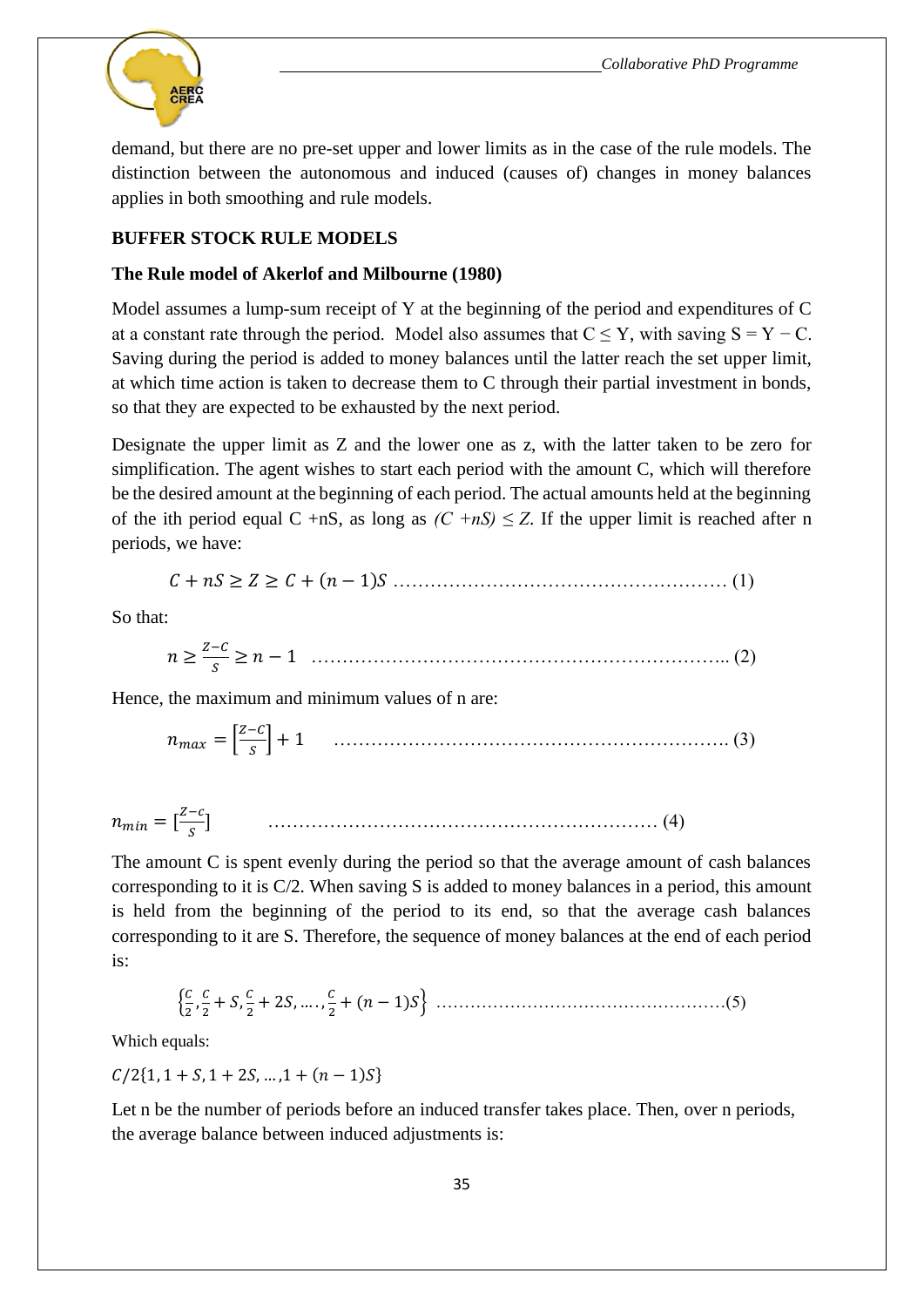demand, but there are no pre-set upper and lower limits as in the case of the rule models. The distinction between the autonomous and induced (causes of) changes in money balances applies in both smoothing and rule models.

**BUFFER STOCK RULE MODELS**

**The Rule model of Akerlof and Milbourne (1980)**

Model assumes a lump-sum receipt of Y at the beginning of the period and expenditures of C at a constant rate through the period. Model also assumes that $C \leq Y$, with saving $S = Y - C$. Saving during the period is added to money balances until the latter reach the set upper limit, at which time action is taken to decrease them to C through their partial investment in bonds, so that they are expected to be exhausted by the next period.

Designate the upper limit as Z and the lower one as z, with the latter taken to be zero for simplification. The agent wishes to start each period with the amount C, which will therefore be the desired amount at the beginning of each period. The actual amounts held at the beginning of the ith period equal C +nS, as long as $(C + nS) \leq Z$. If the upper limit is reached after n periods, we have:

$$C + nS \geq Z \geq C + (n-1)S \quad \text{.......... (1)}$$

So that:

$$n \geq \frac{Z-C}{S} \geq n-1 \quad \text{.......... (2)}$$

Hence, the maximum and minimum values of n are:

$$n_{max} = \left[\frac{Z-C}{S}\right] + 1 \quad \text{.......... (3)}$$

$$n_{min} = \left[\frac{Z-c}{S}\right] \quad \text{.......... (4)}$$

The amount C is spent evenly during the period so that the average amount of cash balances corresponding to it is C/2. When saving S is added to money balances in a period, this amount is held from the beginning of the period to its end, so that the average cash balances corresponding to it are S. Therefore, the sequence of money balances at the end of each period is:

$$\left\{\frac{C}{2}, \frac{C}{2} + S, \frac{C}{2} + 2S, \ldots, \frac{C}{2} + (n-1)S\right\} \quad \text{.......... (5)}$$

Which equals:

$C/2\{1, 1 + S, 1 + 2S, \ldots, 1 + (n-1)S\}$

Let n be the number of periods before an induced transfer takes place. Then, over n periods, the average balance between induced adjustments is: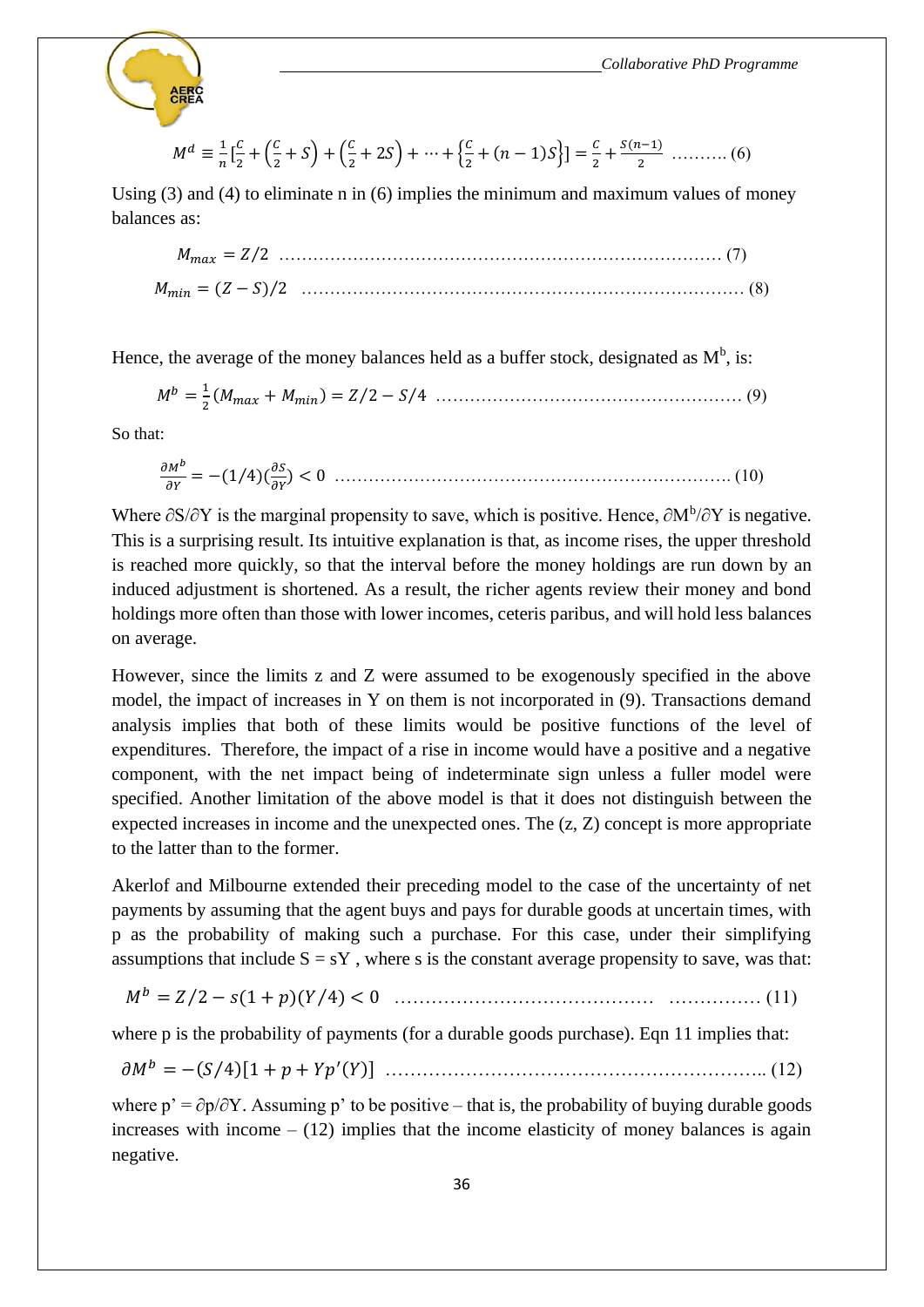$$M^d \equiv \frac{1}{n}\left[\frac{C}{2} + \left(\frac{C}{2} + S\right) + \left(\frac{C}{2} + 2S\right) + \cdots + \left\{\frac{C}{2} + (n-1)S\right\}\right] = \frac{C}{2} + \frac{S(n-1)}{2} \quad \text{.......... (6)}$$

Using (3) and (4) to eliminate n in (6) implies the minimum and maximum values of money balances as:

$$M_{max} = Z/2 \quad \text{.......... (7)}$$

$$M_{min} = (Z - S)/2 \quad \text{.......... (8)}$$

Hence, the average of the money balances held as a buffer stock, designated as $M^b$, is:

$$M^b = \frac{1}{2}(M_{max} + M_{min}) = Z/2 - S/4 \quad \text{.......... (9)}$$

So that:

$$\frac{\partial M^b}{\partial Y} = -(1/4)\left(\frac{\partial S}{\partial Y}\right) < 0 \quad \text{.......... (10)}$$

Where $\partial S/\partial Y$ is the marginal propensity to save, which is positive. Hence, $\partial M^b/\partial Y$ is negative. This is a surprising result. Its intuitive explanation is that, as income rises, the upper threshold is reached more quickly, so that the interval before the money holdings are run down by an induced adjustment is shortened. As a result, the richer agents review their money and bond holdings more often than those with lower incomes, ceteris paribus, and will hold less balances on average.

However, since the limits z and Z were assumed to be exogenously specified in the above model, the impact of increases in Y on them is not incorporated in (9). Transactions demand analysis implies that both of these limits would be positive functions of the level of expenditures. Therefore, the impact of a rise in income would have a positive and a negative component, with the net impact being of indeterminate sign unless a fuller model were specified. Another limitation of the above model is that it does not distinguish between the expected increases in income and the unexpected ones. The (z, Z) concept is more appropriate to the latter than to the former.

Akerlof and Milbourne extended their preceding model to the case of the uncertainty of net payments by assuming that the agent buys and pays for durable goods at uncertain times, with p as the probability of making such a purchase. For this case, under their simplifying assumptions that include $S = sY$, where s is the constant average propensity to save, was that:

$$M^b = Z/2 - s(1+p)(Y/4) < 0 \quad \text{.......... (11)}$$

where p is the probability of payments (for a durable goods purchase). Eqn 11 implies that:

$$\partial M^b = -(S/4)[1 + p + Yp'(Y)] \quad \text{.......... (12)}$$

where $p' = \partial p/\partial Y$. Assuming p' to be positive – that is, the probability of buying durable goods increases with income – (12) implies that the income elasticity of money balances is again negative.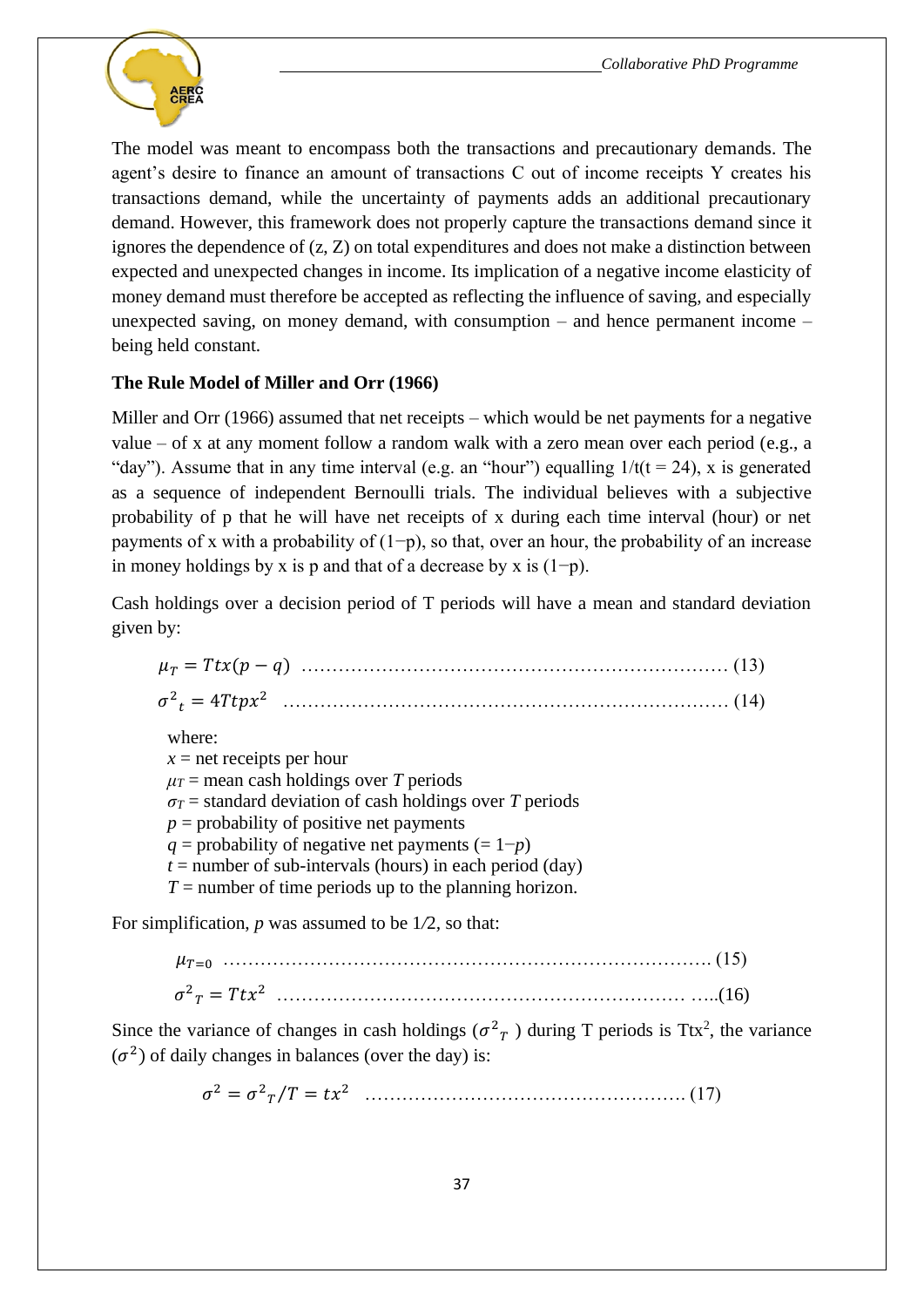The model was meant to encompass both the transactions and precautionary demands. The agent's desire to finance an amount of transactions C out of income receipts Y creates his transactions demand, while the uncertainty of payments adds an additional precautionary demand. However, this framework does not properly capture the transactions demand since it ignores the dependence of (z, Z) on total expenditures and does not make a distinction between expected and unexpected changes in income. Its implication of a negative income elasticity of money demand must therefore be accepted as reflecting the influence of saving, and especially unexpected saving, on money demand, with consumption – and hence permanent income – being held constant.

**The Rule Model of Miller and Orr (1966)**

Miller and Orr (1966) assumed that net receipts – which would be net payments for a negative value – of x at any moment follow a random walk with a zero mean over each period (e.g., a "day"). Assume that in any time interval (e.g. an "hour") equalling 1/t(t = 24), x is generated as a sequence of independent Bernoulli trials. The individual believes with a subjective probability of p that he will have net receipts of x during each time interval (hour) or net payments of x with a probability of (1−p), so that, over an hour, the probability of an increase in money holdings by x is p and that of a decrease by x is (1−p).

Cash holdings over a decision period of T periods will have a mean and standard deviation given by:

$$\mu_T = Ttx(p - q) \quad \text{……} \quad (13)$$

$$\sigma^2{}_t = 4Ttpx^2 \quad \text{……} \quad (14)$$

where:
$x$ = net receipts per hour
$\mu_T$ = mean cash holdings over $T$ periods
$\sigma_T$ = standard deviation of cash holdings over $T$ periods
$p$ = probability of positive net payments
$q$ = probability of negative net payments (= 1−$p$)
$t$ = number of sub-intervals (hours) in each period (day)
$T$ = number of time periods up to the planning horizon.

For simplification, $p$ was assumed to be 1⁄2, so that:

$$\mu_{T=0} \quad \text{……} \quad (15)$$

$$\sigma^2{}_T = Ttx^2 \quad \text{……} \quad (16)$$

Since the variance of changes in cash holdings ($\sigma^2{}_T$) during T periods is $Ttx^2$, the variance ($\sigma^2$) of daily changes in balances (over the day) is:

$$\sigma^2 = \sigma^2{}_T/T = tx^2 \quad \text{……} \quad (17)$$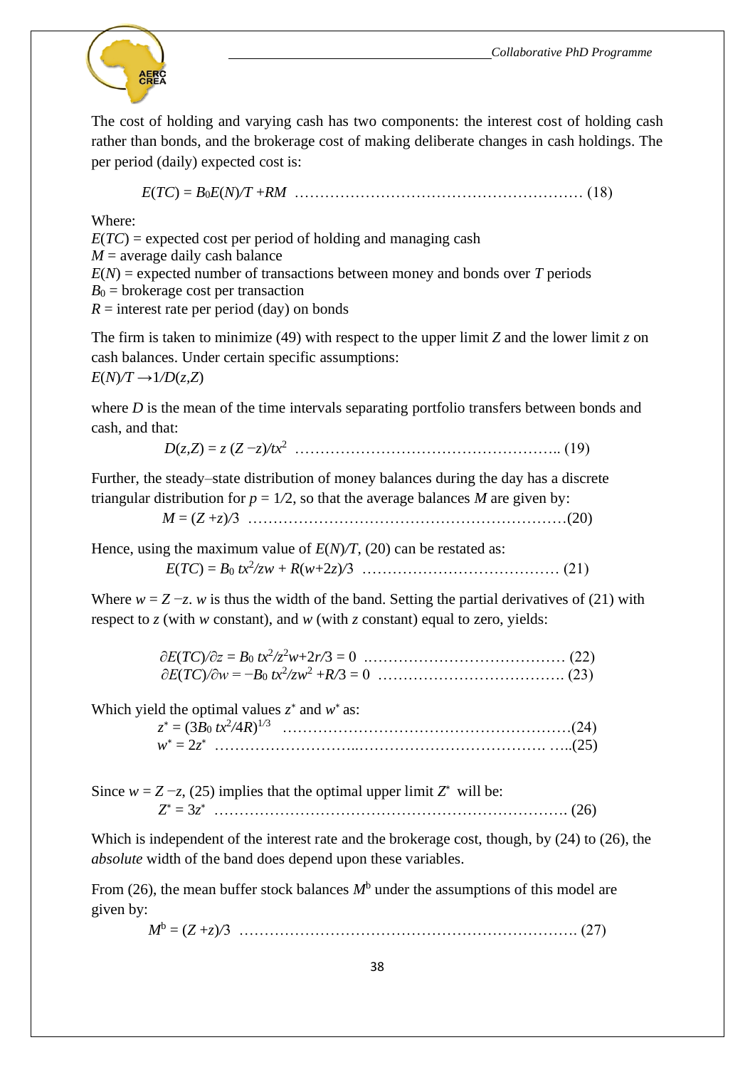The cost of holding and varying cash has two components: the interest cost of holding cash rather than bonds, and the brokerage cost of making deliberate changes in cash holdings. The per period (daily) expected cost is:

$$E(TC) = B_0 E(N)/T + RM \quad \ldots\ldots\ldots\ldots\ldots\ldots\ldots\ldots\ldots\ldots\ldots\ldots\ldots\ldots (18)$$

Where:
$E(TC)$ = expected cost per period of holding and managing cash
$M$ = average daily cash balance
$E(N)$ = expected number of transactions between money and bonds over $T$ periods
$B_0$ = brokerage cost per transaction
$R$ = interest rate per period (day) on bonds

The firm is taken to minimize (49) with respect to the upper limit $Z$ and the lower limit $z$ on cash balances. Under certain specific assumptions:
$E(N)/T \rightarrow 1/D(z,Z)$

where $D$ is the mean of the time intervals separating portfolio transfers between bonds and cash, and that:

$$D(z,Z) = z\,(Z - z)/tx^2 \quad \ldots\ldots\ldots\ldots\ldots\ldots\ldots\ldots\ldots\ldots\ldots\ldots (19)$$

Further, the steady–state distribution of money balances during the day has a discrete triangular distribution for $p = 1/2$, so that the average balances $M$ are given by:

$$M = (Z + z)/3 \quad \ldots\ldots\ldots\ldots\ldots\ldots\ldots\ldots\ldots\ldots\ldots\ldots\ldots\ldots (20)$$

Hence, using the maximum value of $E(N)/T$, (20) can be restated as:

$$E(TC) = B_0\, tx^2/zw + R(w+2z)/3 \quad \ldots\ldots\ldots\ldots\ldots\ldots\ldots\ldots\ldots\ldots (21)$$

Where $w = Z - z$. $w$ is thus the width of the band. Setting the partial derivatives of (21) with respect to $z$ (with $w$ constant), and $w$ (with $z$ constant) equal to zero, yields:

$$\partial E(TC)/\partial z = B_0\, tx^2/z^2w + 2r/3 = 0 \quad \ldots\ldots\ldots\ldots\ldots\ldots\ldots\ldots\ldots (22)$$

$$\partial E(TC)/\partial w = -B_0\, tx^2/zw^2 + R/3 = 0 \quad \ldots\ldots\ldots\ldots\ldots\ldots\ldots\ldots\ldots (23)$$

Which yield the optimal values $z^*$ and $w^*$ as:

$$z^* = (3B_0\, tx^2/4R)^{1/3} \quad \ldots\ldots\ldots\ldots\ldots\ldots\ldots\ldots\ldots\ldots\ldots\ldots\ldots (24)$$

$$w^* = 2z^* \quad \ldots\ldots\ldots\ldots\ldots\ldots\ldots\ldots\ldots\ldots\ldots\ldots\ldots\ldots\ldots\ldots (25)$$

Since $w = Z - z$, (25) implies that the optimal upper limit $Z^*$ will be:

$$Z^* = 3z^* \quad \ldots\ldots\ldots\ldots\ldots\ldots\ldots\ldots\ldots\ldots\ldots\ldots\ldots\ldots\ldots\ldots (26)$$

Which is independent of the interest rate and the brokerage cost, though, by (24) to (26), the *absolute* width of the band does depend upon these variables.

From (26), the mean buffer stock balances $M^b$ under the assumptions of this model are given by:

$$M^b = (Z + z)/3 \quad \ldots\ldots\ldots\ldots\ldots\ldots\ldots\ldots\ldots\ldots\ldots\ldots\ldots\ldots (27)$$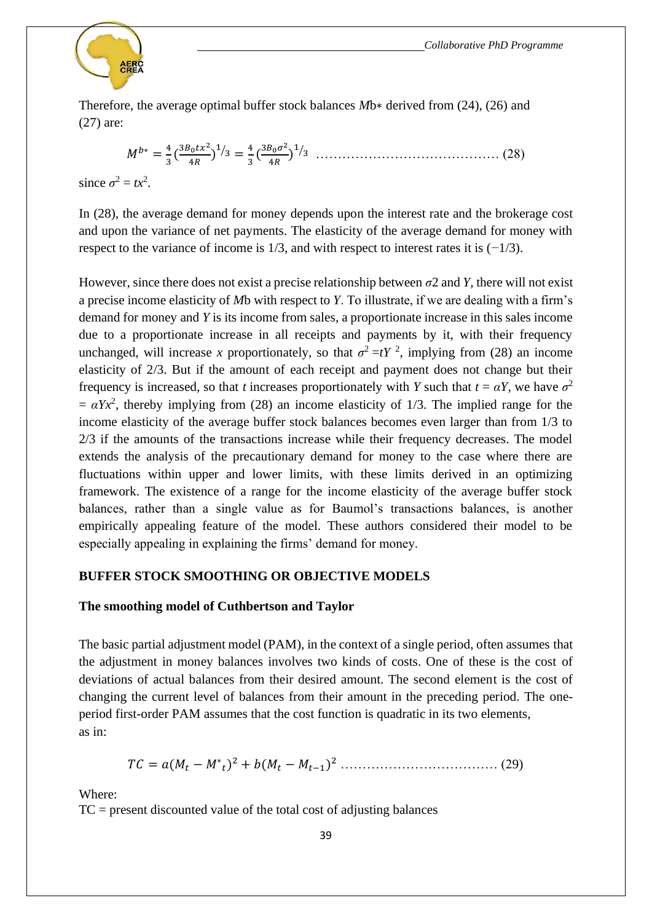Therefore, the average optimal buffer stock balances $M^{b*}$ derived from (24), (26) and (27) are:

$$M^{b*} = \frac{4}{3}\left(\frac{3B_0tx^2}{4R}\right)^{1/3} = \frac{4}{3}\left(\frac{3B_0\sigma^2}{4R}\right)^{1/3} \quad \text{.......................................... (28)}$$

since $\sigma^2 = tx^2$.

In (28), the average demand for money depends upon the interest rate and the brokerage cost and upon the variance of net payments. The elasticity of the average demand for money with respect to the variance of income is 1/3, and with respect to interest rates it is (−1/3).

However, since there does not exist a precise relationship between $\sigma2$ and $Y$, there will not exist a precise income elasticity of $M$b with respect to $Y$. To illustrate, if we are dealing with a firm's demand for money and $Y$ is its income from sales, a proportionate increase in this sales income due to a proportionate increase in all receipts and payments by it, with their frequency unchanged, will increase $x$ proportionately, so that $\sigma^2 = tY^2$, implying from (28) an income elasticity of 2/3. But if the amount of each receipt and payment does not change but their frequency is increased, so that $t$ increases proportionately with $Y$ such that $t = \alpha Y$, we have $\sigma^2 = \alpha Yx^2$, thereby implying from (28) an income elasticity of 1/3. The implied range for the income elasticity of the average buffer stock balances becomes even larger than from 1/3 to 2/3 if the amounts of the transactions increase while their frequency decreases. The model extends the analysis of the precautionary demand for money to the case where there are fluctuations within upper and lower limits, with these limits derived in an optimizing framework. The existence of a range for the income elasticity of the average buffer stock balances, rather than a single value as for Baumol's transactions balances, is another empirically appealing feature of the model. These authors considered their model to be especially appealing in explaining the firms' demand for money.

## BUFFER STOCK SMOOTHING OR OBJECTIVE MODELS

### The smoothing model of Cuthbertson and Taylor

The basic partial adjustment model (PAM), in the context of a single period, often assumes that the adjustment in money balances involves two kinds of costs. One of these is the cost of deviations of actual balances from their desired amount. The second element is the cost of changing the current level of balances from their amount in the preceding period. The one-period first-order PAM assumes that the cost function is quadratic in its two elements, as in:

$$TC = a(M_t - M^*_t)^2 + b(M_t - M_{t-1})^2 \quad \text{.................................... (29)}$$

Where:
TC = present discounted value of the total cost of adjusting balances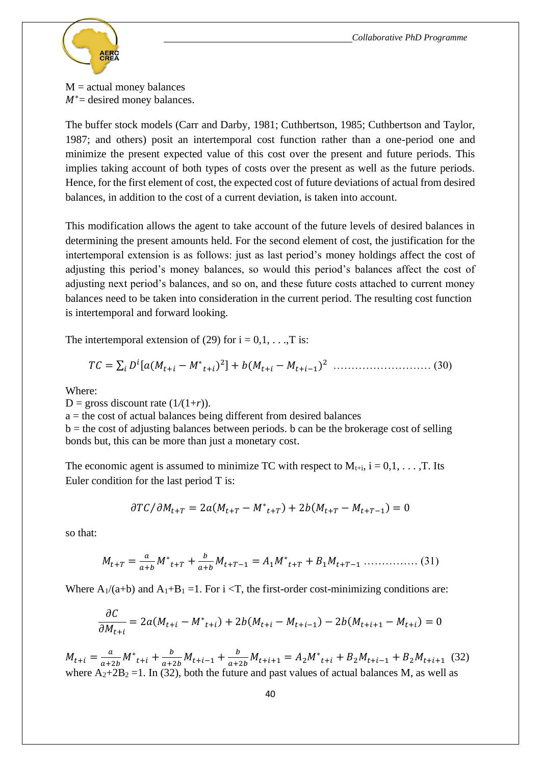M = actual money balances
$M^*$= desired money balances.

The buffer stock models (Carr and Darby, 1981; Cuthbertson, 1985; Cuthbertson and Taylor, 1987; and others) posit an intertemporal cost function rather than a one-period one and minimize the present expected value of this cost over the present and future periods. This implies taking account of both types of costs over the present as well as the future periods. Hence, for the first element of cost, the expected cost of future deviations of actual from desired balances, in addition to the cost of a current deviation, is taken into account.

This modification allows the agent to take account of the future levels of desired balances in determining the present amounts held. For the second element of cost, the justification for the intertemporal extension is as follows: just as last period's money holdings affect the cost of adjusting this period's money balances, so would this period's balances affect the cost of adjusting next period's balances, and so on, and these future costs attached to current money balances need to be taken into consideration in the current period. The resulting cost function is intertemporal and forward looking.

The intertemporal extension of (29) for $i = 0,1, \ldots,T$ is:

$$TC = \sum_i D^i[a(M_{t+i} - M^*{}_{t+i})^2] + b(M_{t+i} - M_{t+i-1})^2 \quad \ldots\ldots\ldots\ldots\ldots\ldots\ldots\ldots (30)$$

Where:
D = gross discount rate ($1/(1+r)$).
a = the cost of actual balances being different from desired balances
b = the cost of adjusting balances between periods. b can be the brokerage cost of selling bonds but, this can be more than just a monetary cost.

The economic agent is assumed to minimize TC with respect to $M_{t+i}$, $i = 0,1, \ldots ,T$. Its Euler condition for the last period T is:

$$\partial TC/\partial M_{t+T} = 2a(M_{t+T} - M^*{}_{t+T}) + 2b(M_{t+T} - M_{t+T-1}) = 0$$

so that:

$$M_{t+T} = \frac{a}{a+b}M^*{}_{t+T} + \frac{b}{a+b}M_{t+T-1} = A_1M^*{}_{t+T} + B_1M_{t+T-1} \ldots\ldots\ldots\ldots\ldots (31)$$

Where $A_1/(a+b)$ and $A_1+B_1 =1$. For $i <T$, the first-order cost-minimizing conditions are:

$$\frac{\partial C}{\partial M_{t+i}} = 2a(M_{t+i} - M^*{}_{t+i}) + 2b(M_{t+i} - M_{t+i-1}) - 2b(M_{t+i+1} - M_{t+i}) = 0$$

$$M_{t+i} = \frac{a}{a+2b}M^*{}_{t+i} + \frac{b}{a+2b}M_{t+i-1} + \frac{b}{a+2b}M_{t+i+1} = A_2M^*{}_{t+i} + B_2M_{t+i-1} + B_2M_{t+i+1} \quad (32)$$

where $A_2+2B_2 =1$. In (32), both the future and past values of actual balances M, as well as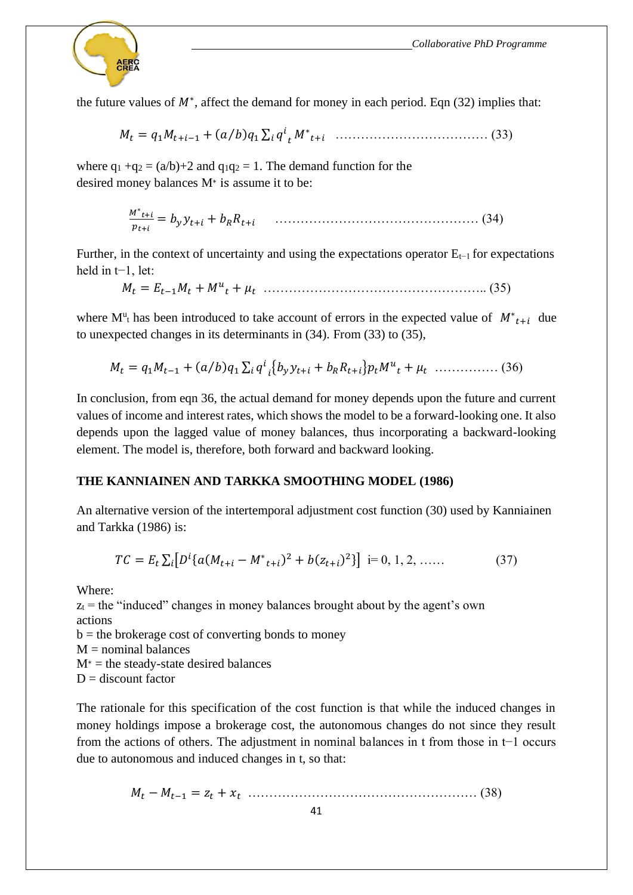the future values of $M^*$, affect the demand for money in each period. Eqn (32) implies that:

$$M_t = q_1 M_{t+i-1} + (a/b) q_1 \sum_i q^i{}_t M^*{}_{t+i} \quad \text{.................................... (33)}$$

where $q_1 + q_2 = (a/b)+2$ and $q_1 q_2 = 1$. The demand function for the desired money balances $M^*$ is assume it to be:

$$\frac{M^*{}_{t+i}}{p_{t+i}} = b_y y_{t+i} + b_R R_{t+i} \quad \text{................................................ (34)}$$

Further, in the context of uncertainty and using the expectations operator $E_{t-1}$ for expectations held in t−1, let:

$$M_t = E_{t-1} M_t + M^u{}_t + \mu_t \quad \text{.................................................. (35)}$$

where $M^u{}_t$ has been introduced to take account of errors in the expected value of $M^*{}_{t+i}$ due to unexpected changes in its determinants in (34). From (33) to (35),

$$M_t = q_1 M_{t-1} + (a/b) q_1 \sum_i q^i{}_i \{b_y y_{t+i} + b_R R_{t+i}\} p_t M^u{}_t + \mu_t \quad \text{............... (36)}$$

In conclusion, from eqn 36, the actual demand for money depends upon the future and current values of income and interest rates, which shows the model to be a forward-looking one. It also depends upon the lagged value of money balances, thus incorporating a backward-looking element. The model is, therefore, both forward and backward looking.

**THE KANNIAINEN AND TARKKA SMOOTHING MODEL (1986)**

An alternative version of the intertemporal adjustment cost function (30) used by Kanniainen and Tarkka (1986) is:

$$TC = E_t \sum_i \left[ D^i \{ a(M_{t+i} - M^*{}_{t+i})^2 + b(z_{t+i})^2 \} \right] \quad \text{i= 0, 1, 2, ......} \qquad (37)$$

Where:
$z_t$ = the "induced" changes in money balances brought about by the agent's own actions
b = the brokerage cost of converting bonds to money
M = nominal balances
$M^*$ = the steady-state desired balances
D = discount factor

The rationale for this specification of the cost function is that while the induced changes in money holdings impose a brokerage cost, the autonomous changes do not since they result from the actions of others. The adjustment in nominal balances in t from those in t−1 occurs due to autonomous and induced changes in t, so that:

$$M_t - M_{t-1} = z_t + x_t \quad \text{..................................................... (38)}$$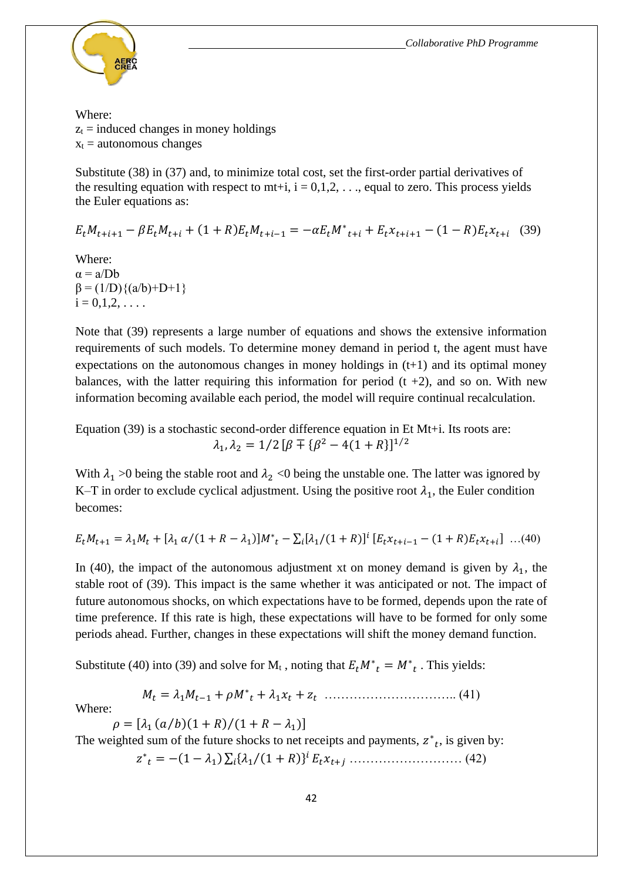Where:
$z_t$ = induced changes in money holdings
$x_t$ = autonomous changes

Substitute (38) in (37) and, to minimize total cost, set the first-order partial derivatives of the resulting equation with respect to mt+i, i = 0,1,2, . . ., equal to zero. This process yields the Euler equations as:

$$E_t M_{t+i+1} - \beta E_t M_{t+i} + (1+R) E_t M_{t+i-1} = -\alpha E_t M^*_{t+i} + E_t x_{t+i+1} - (1-R) E_t x_{t+i} \quad (39)$$

Where:
$\alpha = a/Db$
$\beta = (1/D)\{(a/b)+D+1\}$
$i = 0,1,2, \ldots.$

Note that (39) represents a large number of equations and shows the extensive information requirements of such models. To determine money demand in period t, the agent must have expectations on the autonomous changes in money holdings in (t+1) and its optimal money balances, with the latter requiring this information for period (t +2), and so on. With new information becoming available each period, the model will require continual recalculation.

Equation (39) is a stochastic second-order difference equation in Et Mt+i. Its roots are:

$$\lambda_1, \lambda_2 = 1/2\,[\beta \mp \{\beta^2 - 4(1+R)\}]^{1/2}$$

With $\lambda_1 > 0$ being the stable root and $\lambda_2 < 0$ being the unstable one. The latter was ignored by K–T in order to exclude cyclical adjustment. Using the positive root $\lambda_1$, the Euler condition becomes:

$$E_t M_{t+1} = \lambda_1 M_t + [\lambda_1\, \alpha/(1+R-\lambda_1)] M^*_t - \textstyle\sum_i [\lambda_1/(1+R)]^i\, [E_t x_{t+i-1} - (1+R) E_t x_{t+i}] \quad \ldots(40)$$

In (40), the impact of the autonomous adjustment xt on money demand is given by $\lambda_1$, the stable root of (39). This impact is the same whether it was anticipated or not. The impact of future autonomous shocks, on which expectations have to be formed, depends upon the rate of time preference. If this rate is high, these expectations will have to be formed for only some periods ahead. Further, changes in these expectations will shift the money demand function.

Substitute (40) into (39) and solve for $M_t$ , noting that $E_t M^*_t = M^*_t$ . This yields:

$$M_t = \lambda_1 M_{t-1} + \rho M^*_t + \lambda_1 x_t + z_t \quad \ldots\ldots\ldots\ldots\ldots\ldots\ldots\ldots\ldots\ldots (41)$$

Where:

$\rho = [\lambda_1\, (a/b)(1+R)/(1+R-\lambda_1)]$

The weighted sum of the future shocks to net receipts and payments, $z^*_t$, is given by:

$$z^*_t = -(1-\lambda_1) \textstyle\sum_i \{\lambda_1/(1+R)\}^i\, E_t x_{t+j} \quad \ldots\ldots\ldots\ldots\ldots\ldots\ldots\ldots\ldots (42)$$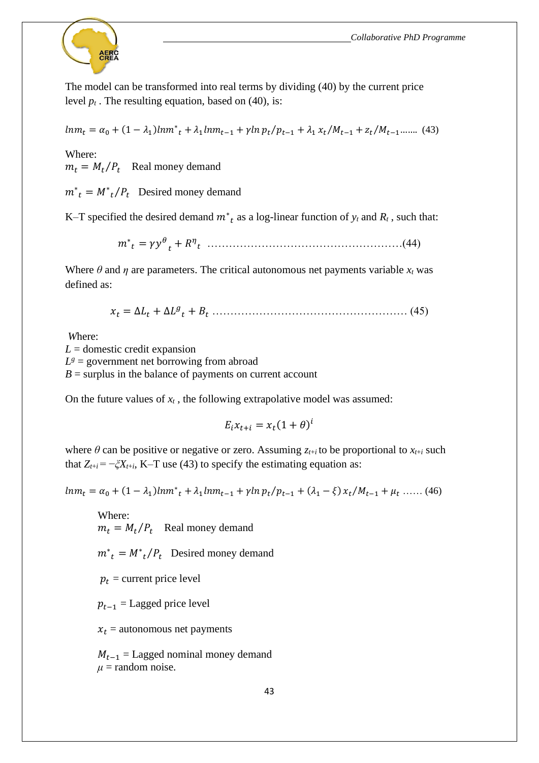The model can be transformed into real terms by dividing (40) by the current price level $p_t$ . The resulting equation, based on (40), is:

$$lnm_t = \alpha_0 + (1-\lambda_1)lnm^*_t + \lambda_1 lnm_{t-1} + \gamma ln\, p_t/p_{t-1} + \lambda_1\, x_t/M_{t-1} + z_t/M_{t-1} \ldots\ldots \quad (43)$$

Where:

$m_t = M_t/P_t$ Real money demand

$m^*_t = M^*_t/P_t$ Desired money demand

K–T specified the desired demand $m^*_t$ as a log-linear function of $y_t$ and $R_t$ , such that:

$$m^*_t = \gamma y^\theta{}_t + R^\eta{}_t \ldots\ldots\ldots\ldots\ldots\ldots\ldots\ldots\ldots\ldots\ldots\ldots\ldots\ldots\ldots\ldots (44)$$

Where $\theta$ and $\eta$ are parameters. The critical autonomous net payments variable $x_t$ was defined as:

$$x_t = \Delta L_t + \Delta L^g{}_t + B_t \ldots\ldots\ldots\ldots\ldots\ldots\ldots\ldots\ldots\ldots\ldots\ldots\ldots\ldots\ldots\ldots (45)$$

*W*here:

$L$ = domestic credit expansion

$L^g$ = government net borrowing from abroad

$B$ = surplus in the balance of payments on current account

On the future values of $x_t$ , the following extrapolative model was assumed:

$$E_i x_{t+i} = x_t(1+\theta)^i$$

where $\theta$ can be positive or negative or zero. Assuming $z_{t+i}$ to be proportional to $x_{t+i}$ such that $Z_{t+i} = -\xi X_{t+i}$, K–T use (43) to specify the estimating equation as:

$$lnm_t = \alpha_0 + (1-\lambda_1)lnm^*_t + \lambda_1 lnm_{t-1} + \gamma ln\, p_t/p_{t-1} + (\lambda_1 - \xi)\, x_t/M_{t-1} + \mu_t \ldots\ldots (46)$$

Where:

$m_t = M_t/P_t$ Real money demand

$m^*_t = M^*_t/P_t$ Desired money demand

$p_t$ = current price level

$p_{t-1}$ = Lagged price level

$x_t$ = autonomous net payments

$M_{t-1}$ = Lagged nominal money demand

$\mu$ = random noise.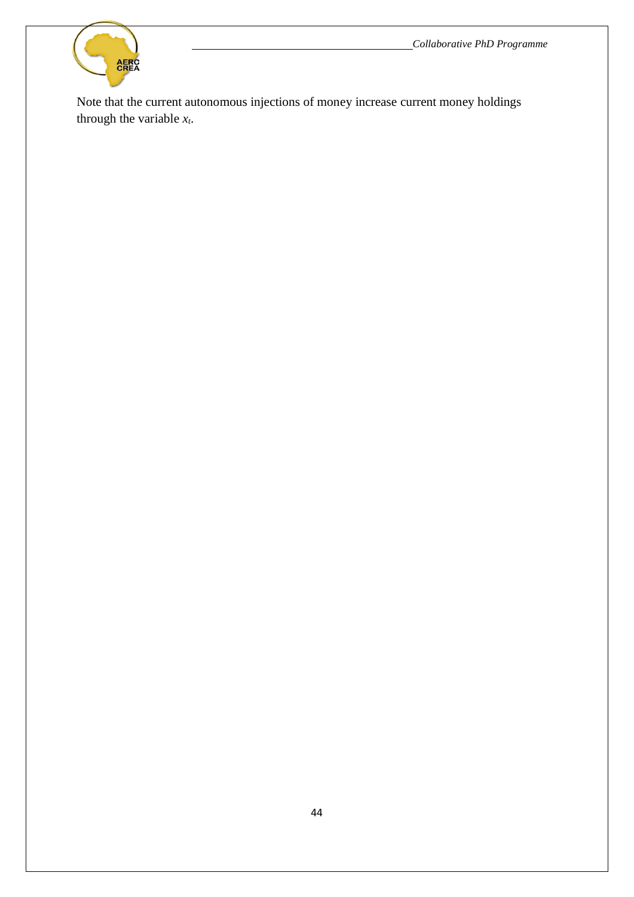Note that the current autonomous injections of money increase current money holdings through the variable $x_t$.